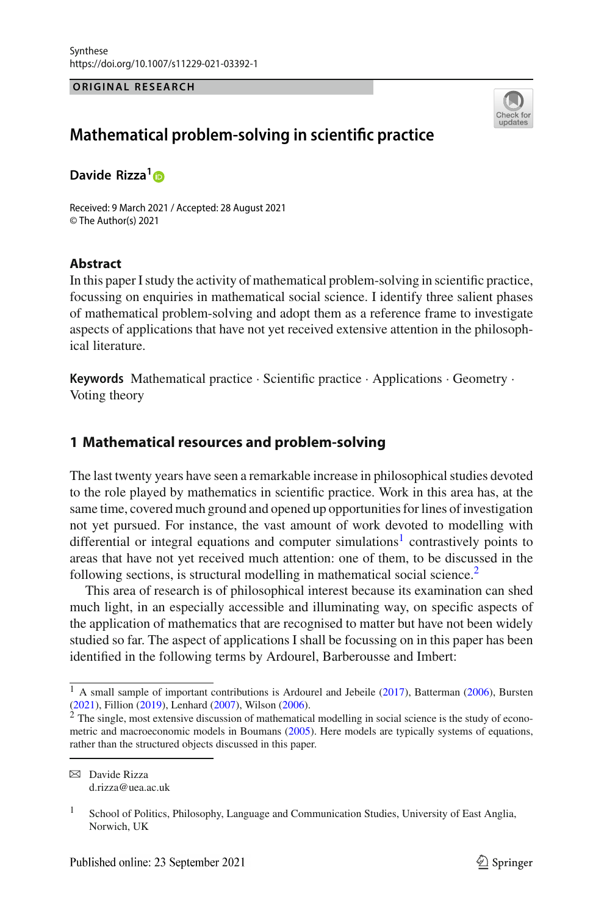Synthese
https://doi.org/10.1007/s11229-021-03392-1

ORIGINAL RESEARCH

# Mathematical problem-solving in scientific practice

**Davide Rizza**[1]

Received: 9 March 2021 / Accepted: 28 August 2021
© The Author(s) 2021

## Abstract

In this paper I study the activity of mathematical problem-solving in scientific practice, focussing on enquiries in mathematical social science. I identify three salient phases of mathematical problem-solving and adopt them as a reference frame to investigate aspects of applications that have not yet received extensive attention in the philosophical literature.

**Keywords** Mathematical practice · Scientific practice · Applications · Geometry · Voting theory

## 1 Mathematical resources and problem-solving

The last twenty years have seen a remarkable increase in philosophical studies devoted to the role played by mathematics in scientific practice. Work in this area has, at the same time, covered much ground and opened up opportunities for lines of investigation not yet pursued. For instance, the vast amount of work devoted to modelling with differential or integral equations and computer simulations[1] contrastively points to areas that have not yet received much attention: one of them, to be discussed in the following sections, is structural modelling in mathematical social science.[2]

This area of research is of philosophical interest because its examination can shed much light, in an especially accessible and illuminating way, on specific aspects of the application of mathematics that are recognised to matter but have not been widely studied so far. The aspect of applications I shall be focussing on in this paper has been identified in the following terms by Ardourel, Barberousse and Imbert:

[1] A small sample of important contributions is Ardourel and Jebeile (2017), Batterman (2006), Bursten (2021), Fillion (2019), Lenhard (2007), Wilson (2006).

[2] The single, most extensive discussion of mathematical modelling in social science is the study of econometric and macroeconomic models in Boumans (2005). Here models are typically systems of equations, rather than the structured objects discussed in this paper.

✉ Davide Rizza
d.rizza@uea.ac.uk

[1] School of Politics, Philosophy, Language and Communication Studies, University of East Anglia, Norwich, UK

Published online: 23 September 2021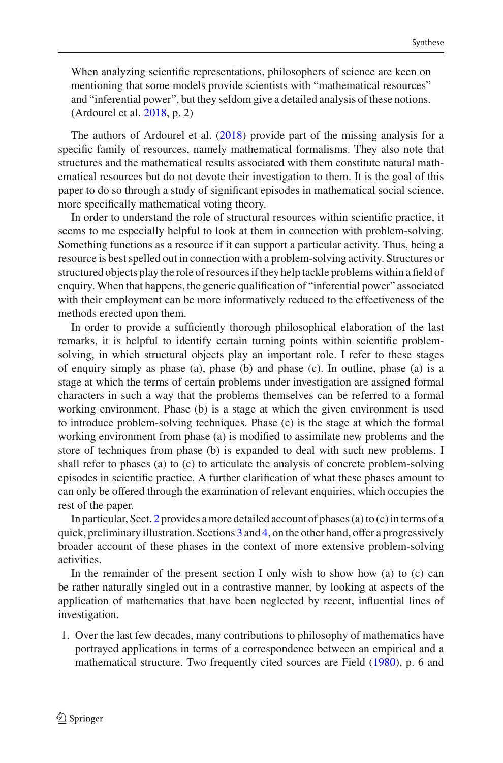> When analyzing scientific representations, philosophers of science are keen on mentioning that some models provide scientists with "mathematical resources" and "inferential power", but they seldom give a detailed analysis of these notions. (Ardourel et al. 2018, p. 2)

The authors of Ardourel et al. (2018) provide part of the missing analysis for a specific family of resources, namely mathematical formalisms. They also note that structures and the mathematical results associated with them constitute natural mathematical resources but do not devote their investigation to them. It is the goal of this paper to do so through a study of significant episodes in mathematical social science, more specifically mathematical voting theory.

In order to understand the role of structural resources within scientific practice, it seems to me especially helpful to look at them in connection with problem-solving. Something functions as a resource if it can support a particular activity. Thus, being a resource is best spelled out in connection with a problem-solving activity. Structures or structured objects play the role of resources if they help tackle problems within a field of enquiry. When that happens, the generic qualification of "inferential power" associated with their employment can be more informatively reduced to the effectiveness of the methods erected upon them.

In order to provide a sufficiently thorough philosophical elaboration of the last remarks, it is helpful to identify certain turning points within scientific problem-solving, in which structural objects play an important role. I refer to these stages of enquiry simply as phase (a), phase (b) and phase (c). In outline, phase (a) is a stage at which the terms of certain problems under investigation are assigned formal characters in such a way that the problems themselves can be referred to a formal working environment. Phase (b) is a stage at which the given environment is used to introduce problem-solving techniques. Phase (c) is the stage at which the formal working environment from phase (a) is modified to assimilate new problems and the store of techniques from phase (b) is expanded to deal with such new problems. I shall refer to phases (a) to (c) to articulate the analysis of concrete problem-solving episodes in scientific practice. A further clarification of what these phases amount to can only be offered through the examination of relevant enquiries, which occupies the rest of the paper.

In particular, Sect. 2 provides a more detailed account of phases (a) to (c) in terms of a quick, preliminary illustration. Sections 3 and 4, on the other hand, offer a progressively broader account of these phases in the context of more extensive problem-solving activities.

In the remainder of the present section I only wish to show how (a) to (c) can be rather naturally singled out in a contrastive manner, by looking at aspects of the application of mathematics that have been neglected by recent, influential lines of investigation.

1. Over the last few decades, many contributions to philosophy of mathematics have portrayed applications in terms of a correspondence between an empirical and a mathematical structure. Two frequently cited sources are Field (1980), p. 6 and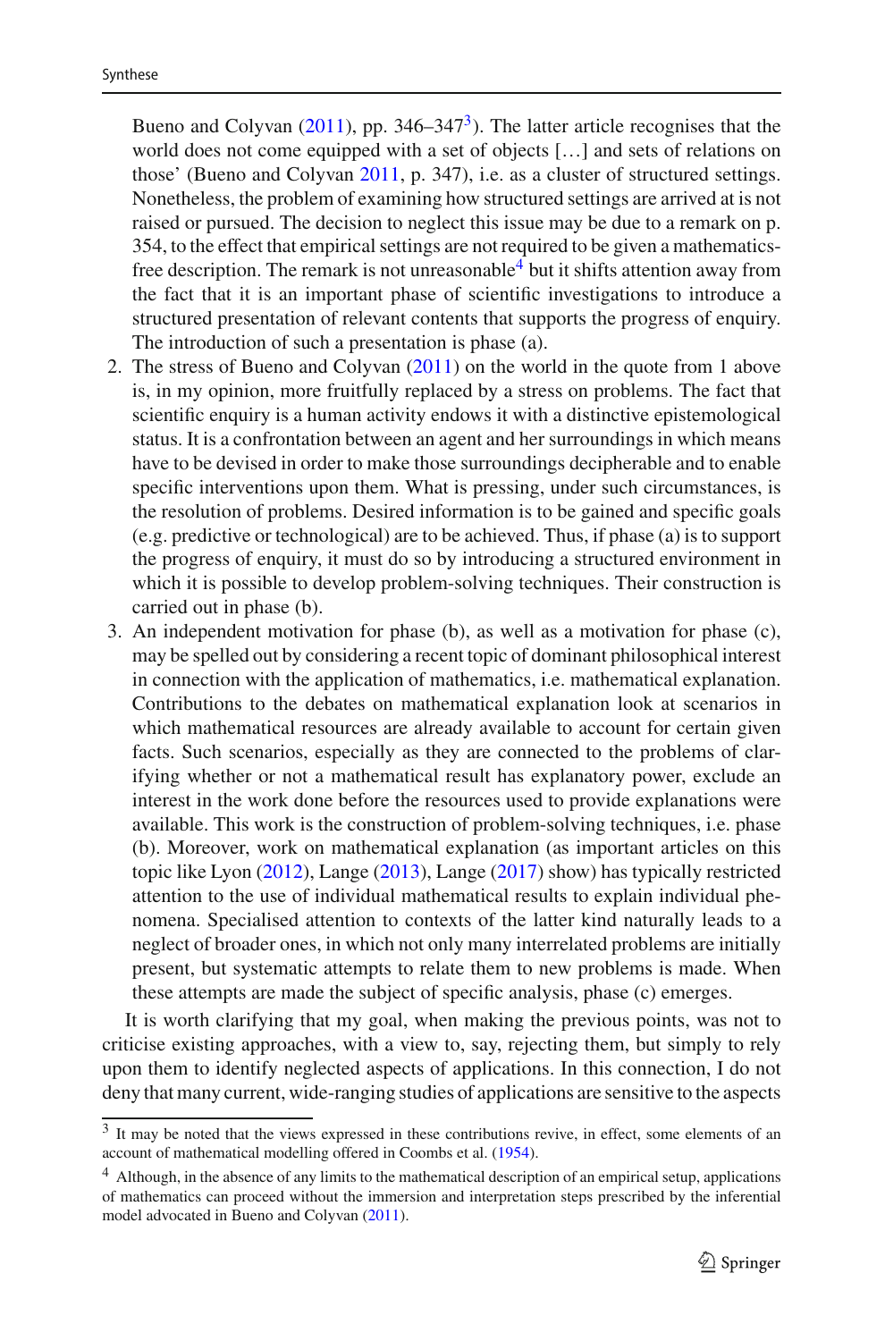Bueno and Colyvan (2011), pp. 346–347[3]). The latter article recognises that the world does not come equipped with a set of objects […] and sets of relations on those' (Bueno and Colyvan 2011, p. 347), i.e. as a cluster of structured settings. Nonetheless, the problem of examining how structured settings are arrived at is not raised or pursued. The decision to neglect this issue may be due to a remark on p. 354, to the effect that empirical settings are not required to be given a mathematics-free description. The remark is not unreasonable[4] but it shifts attention away from the fact that it is an important phase of scientific investigations to introduce a structured presentation of relevant contents that supports the progress of enquiry. The introduction of such a presentation is phase (a).

2. The stress of Bueno and Colyvan (2011) on the world in the quote from 1 above is, in my opinion, more fruitfully replaced by a stress on problems. The fact that scientific enquiry is a human activity endows it with a distinctive epistemological status. It is a confrontation between an agent and her surroundings in which means have to be devised in order to make those surroundings decipherable and to enable specific interventions upon them. What is pressing, under such circumstances, is the resolution of problems. Desired information is to be gained and specific goals (e.g. predictive or technological) are to be achieved. Thus, if phase (a) is to support the progress of enquiry, it must do so by introducing a structured environment in which it is possible to develop problem-solving techniques. Their construction is carried out in phase (b).
3. An independent motivation for phase (b), as well as a motivation for phase (c), may be spelled out by considering a recent topic of dominant philosophical interest in connection with the application of mathematics, i.e. mathematical explanation. Contributions to the debates on mathematical explanation look at scenarios in which mathematical resources are already available to account for certain given facts. Such scenarios, especially as they are connected to the problems of clarifying whether or not a mathematical result has explanatory power, exclude an interest in the work done before the resources used to provide explanations were available. This work is the construction of problem-solving techniques, i.e. phase (b). Moreover, work on mathematical explanation (as important articles on this topic like Lyon (2012), Lange (2013), Lange (2017) show) has typically restricted attention to the use of individual mathematical results to explain individual phenomena. Specialised attention to contexts of the latter kind naturally leads to a neglect of broader ones, in which not only many interrelated problems are initially present, but systematic attempts to relate them to new problems is made. When these attempts are made the subject of specific analysis, phase (c) emerges.

It is worth clarifying that my goal, when making the previous points, was not to criticise existing approaches, with a view to, say, rejecting them, but simply to rely upon them to identify neglected aspects of applications. In this connection, I do not deny that many current, wide-ranging studies of applications are sensitive to the aspects

---

[3] It may be noted that the views expressed in these contributions revive, in effect, some elements of an account of mathematical modelling offered in Coombs et al. (1954).

[4] Although, in the absence of any limits to the mathematical description of an empirical setup, applications of mathematics can proceed without the immersion and interpretation steps prescribed by the inferential model advocated in Bueno and Colyvan (2011).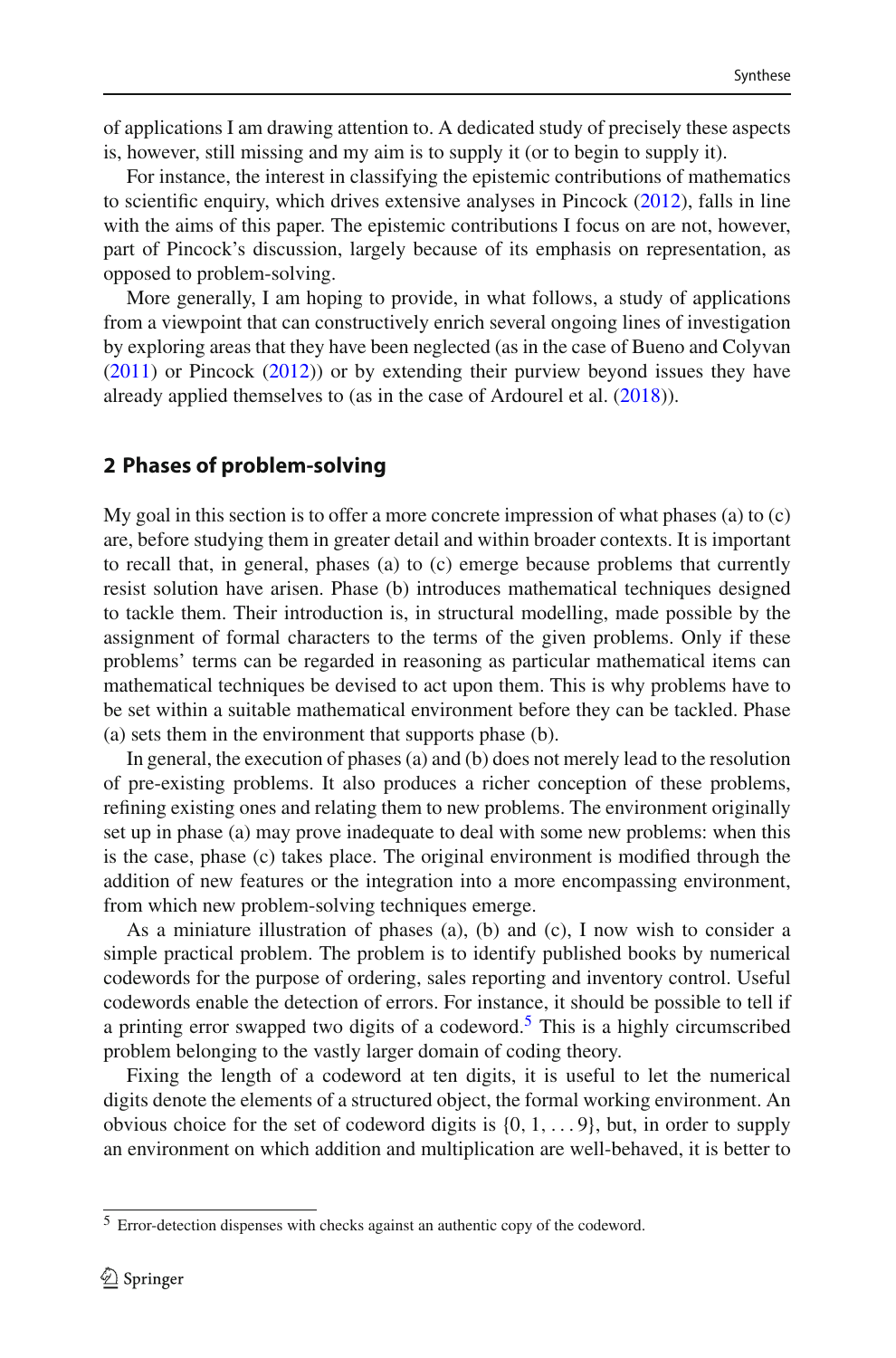of applications I am drawing attention to. A dedicated study of precisely these aspects is, however, still missing and my aim is to supply it (or to begin to supply it).

For instance, the interest in classifying the epistemic contributions of mathematics to scientific enquiry, which drives extensive analyses in Pincock (2012), falls in line with the aims of this paper. The epistemic contributions I focus on are not, however, part of Pincock's discussion, largely because of its emphasis on representation, as opposed to problem-solving.

More generally, I am hoping to provide, in what follows, a study of applications from a viewpoint that can constructively enrich several ongoing lines of investigation by exploring areas that they have been neglected (as in the case of Bueno and Colyvan (2011) or Pincock (2012)) or by extending their purview beyond issues they have already applied themselves to (as in the case of Ardourel et al. (2018)).

## 2 Phases of problem-solving

My goal in this section is to offer a more concrete impression of what phases (a) to (c) are, before studying them in greater detail and within broader contexts. It is important to recall that, in general, phases (a) to (c) emerge because problems that currently resist solution have arisen. Phase (b) introduces mathematical techniques designed to tackle them. Their introduction is, in structural modelling, made possible by the assignment of formal characters to the terms of the given problems. Only if these problems' terms can be regarded in reasoning as particular mathematical items can mathematical techniques be devised to act upon them. This is why problems have to be set within a suitable mathematical environment before they can be tackled. Phase (a) sets them in the environment that supports phase (b).

In general, the execution of phases (a) and (b) does not merely lead to the resolution of pre-existing problems. It also produces a richer conception of these problems, refining existing ones and relating them to new problems. The environment originally set up in phase (a) may prove inadequate to deal with some new problems: when this is the case, phase (c) takes place. The original environment is modified through the addition of new features or the integration into a more encompassing environment, from which new problem-solving techniques emerge.

As a miniature illustration of phases (a), (b) and (c), I now wish to consider a simple practical problem. The problem is to identify published books by numerical codewords for the purpose of ordering, sales reporting and inventory control. Useful codewords enable the detection of errors. For instance, it should be possible to tell if a printing error swapped two digits of a codeword.[5] This is a highly circumscribed problem belonging to the vastly larger domain of coding theory.

Fixing the length of a codeword at ten digits, it is useful to let the numerical digits denote the elements of a structured object, the formal working environment. An obvious choice for the set of codeword digits is $\{0, 1, \dots 9\}$, but, in order to supply an environment on which addition and multiplication are well-behaved, it is better to

---

[5] Error-detection dispenses with checks against an authentic copy of the codeword.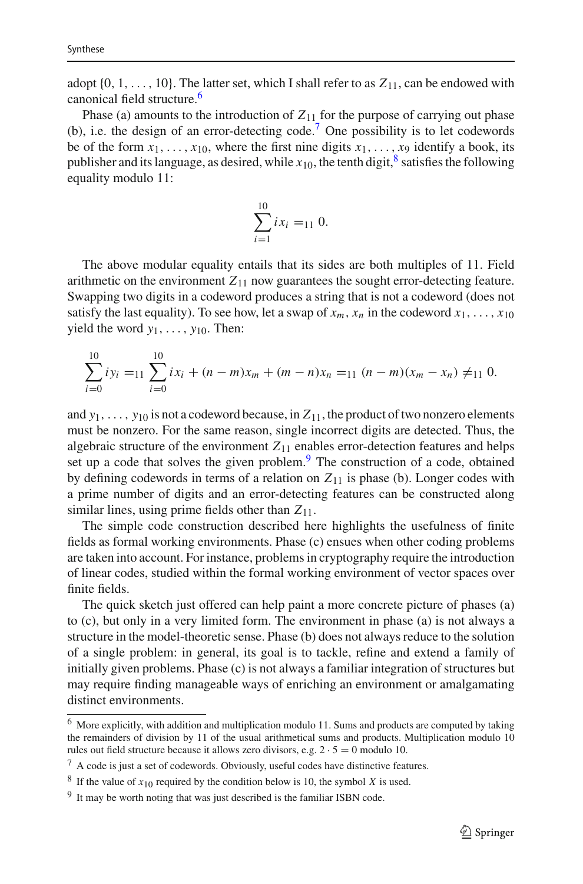adopt $\{0, 1, \ldots, 10\}$. The latter set, which I shall refer to as $Z_{11}$, can be endowed with canonical field structure.[6]

Phase (a) amounts to the introduction of $Z_{11}$ for the purpose of carrying out phase (b), i.e. the design of an error-detecting code.[7] One possibility is to let codewords be of the form $x_1, \ldots, x_{10}$, where the first nine digits $x_1, \ldots, x_9$ identify a book, its publisher and its language, as desired, while $x_{10}$, the tenth digit,[8] satisfies the following equality modulo 11:

$$\sum_{i=1}^{10} i x_i =_{11} 0.$$

The above modular equality entails that its sides are both multiples of 11. Field arithmetic on the environment $Z_{11}$ now guarantees the sought error-detecting feature. Swapping two digits in a codeword produces a string that is not a codeword (does not satisfy the last equality). To see how, let a swap of $x_m, x_n$ in the codeword $x_1, \ldots, x_{10}$ yield the word $y_1, \ldots, y_{10}$. Then:

$$\sum_{i=0}^{10} i y_i =_{11} \sum_{i=0}^{10} i x_i + (n-m)x_m + (m-n)x_n =_{11} (n-m)(x_m - x_n) \neq_{11} 0.$$

and $y_1, \ldots, y_{10}$ is not a codeword because, in $Z_{11}$, the product of two nonzero elements must be nonzero. For the same reason, single incorrect digits are detected. Thus, the algebraic structure of the environment $Z_{11}$ enables error-detection features and helps set up a code that solves the given problem.[9] The construction of a code, obtained by defining codewords in terms of a relation on $Z_{11}$ is phase (b). Longer codes with a prime number of digits and an error-detecting features can be constructed along similar lines, using prime fields other than $Z_{11}$.

The simple code construction described here highlights the usefulness of finite fields as formal working environments. Phase (c) ensues when other coding problems are taken into account. For instance, problems in cryptography require the introduction of linear codes, studied within the formal working environment of vector spaces over finite fields.

The quick sketch just offered can help paint a more concrete picture of phases (a) to (c), but only in a very limited form. The environment in phase (a) is not always a structure in the model-theoretic sense. Phase (b) does not always reduce to the solution of a single problem: in general, its goal is to tackle, refine and extend a family of initially given problems. Phase (c) is not always a familiar integration of structures but may require finding manageable ways of enriching an environment or amalgamating distinct environments.

---

[6] More explicitly, with addition and multiplication modulo 11. Sums and products are computed by taking the remainders of division by 11 of the usual arithmetical sums and products. Multiplication modulo 10 rules out field structure because it allows zero divisors, e.g. $2 \cdot 5 = 0$ modulo 10.

[7] A code is just a set of codewords. Obviously, useful codes have distinctive features.

[8] If the value of $x_{10}$ required by the condition below is 10, the symbol $X$ is used.

[9] It may be worth noting that was just described is the familiar ISBN code.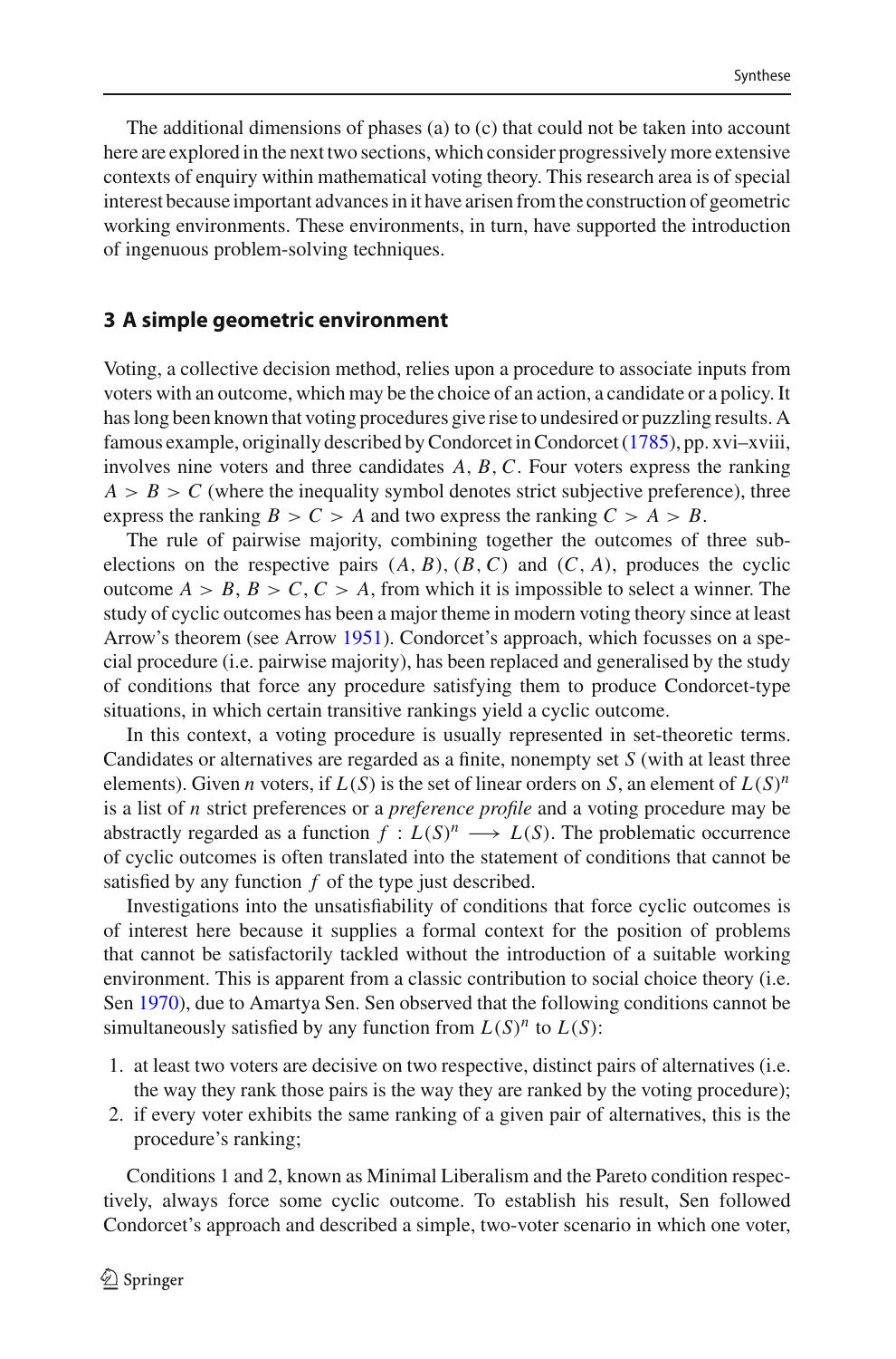The additional dimensions of phases (a) to (c) that could not be taken into account here are explored in the next two sections, which consider progressively more extensive contexts of enquiry within mathematical voting theory. This research area is of special interest because important advances in it have arisen from the construction of geometric working environments. These environments, in turn, have supported the introduction of ingenuous problem-solving techniques.

## 3 A simple geometric environment

Voting, a collective decision method, relies upon a procedure to associate inputs from voters with an outcome, which may be the choice of an action, a candidate or a policy. It has long been known that voting procedures give rise to undesired or puzzling results. A famous example, originally described by Condorcet in Condorcet (1785), pp. xvi–xviii, involves nine voters and three candidates $A, B, C$. Four voters express the ranking $A > B > C$ (where the inequality symbol denotes strict subjective preference), three express the ranking $B > C > A$ and two express the ranking $C > A > B$.

The rule of pairwise majority, combining together the outcomes of three sub-elections on the respective pairs $(A, B)$, $(B, C)$ and $(C, A)$, produces the cyclic outcome $A > B$, $B > C$, $C > A$, from which it is impossible to select a winner. The study of cyclic outcomes has been a major theme in modern voting theory since at least Arrow's theorem (see Arrow 1951). Condorcet's approach, which focusses on a special procedure (i.e. pairwise majority), has been replaced and generalised by the study of conditions that force any procedure satisfying them to produce Condorcet-type situations, in which certain transitive rankings yield a cyclic outcome.

In this context, a voting procedure is usually represented in set-theoretic terms. Candidates or alternatives are regarded as a finite, nonempty set $S$ (with at least three elements). Given $n$ voters, if $L(S)$ is the set of linear orders on $S$, an element of $L(S)^n$ is a list of $n$ strict preferences or a *preference profile* and a voting procedure may be abstractly regarded as a function $f : L(S)^n \longrightarrow L(S)$. The problematic occurrence of cyclic outcomes is often translated into the statement of conditions that cannot be satisfied by any function $f$ of the type just described.

Investigations into the unsatisfiability of conditions that force cyclic outcomes is of interest here because it supplies a formal context for the position of problems that cannot be satisfactorily tackled without the introduction of a suitable working environment. This is apparent from a classic contribution to social choice theory (i.e. Sen 1970), due to Amartya Sen. Sen observed that the following conditions cannot be simultaneously satisfied by any function from $L(S)^n$ to $L(S)$:

1. at least two voters are decisive on two respective, distinct pairs of alternatives (i.e. the way they rank those pairs is the way they are ranked by the voting procedure);
2. if every voter exhibits the same ranking of a given pair of alternatives, this is the procedure's ranking;

Conditions 1 and 2, known as Minimal Liberalism and the Pareto condition respectively, always force some cyclic outcome. To establish his result, Sen followed Condorcet's approach and described a simple, two-voter scenario in which one voter,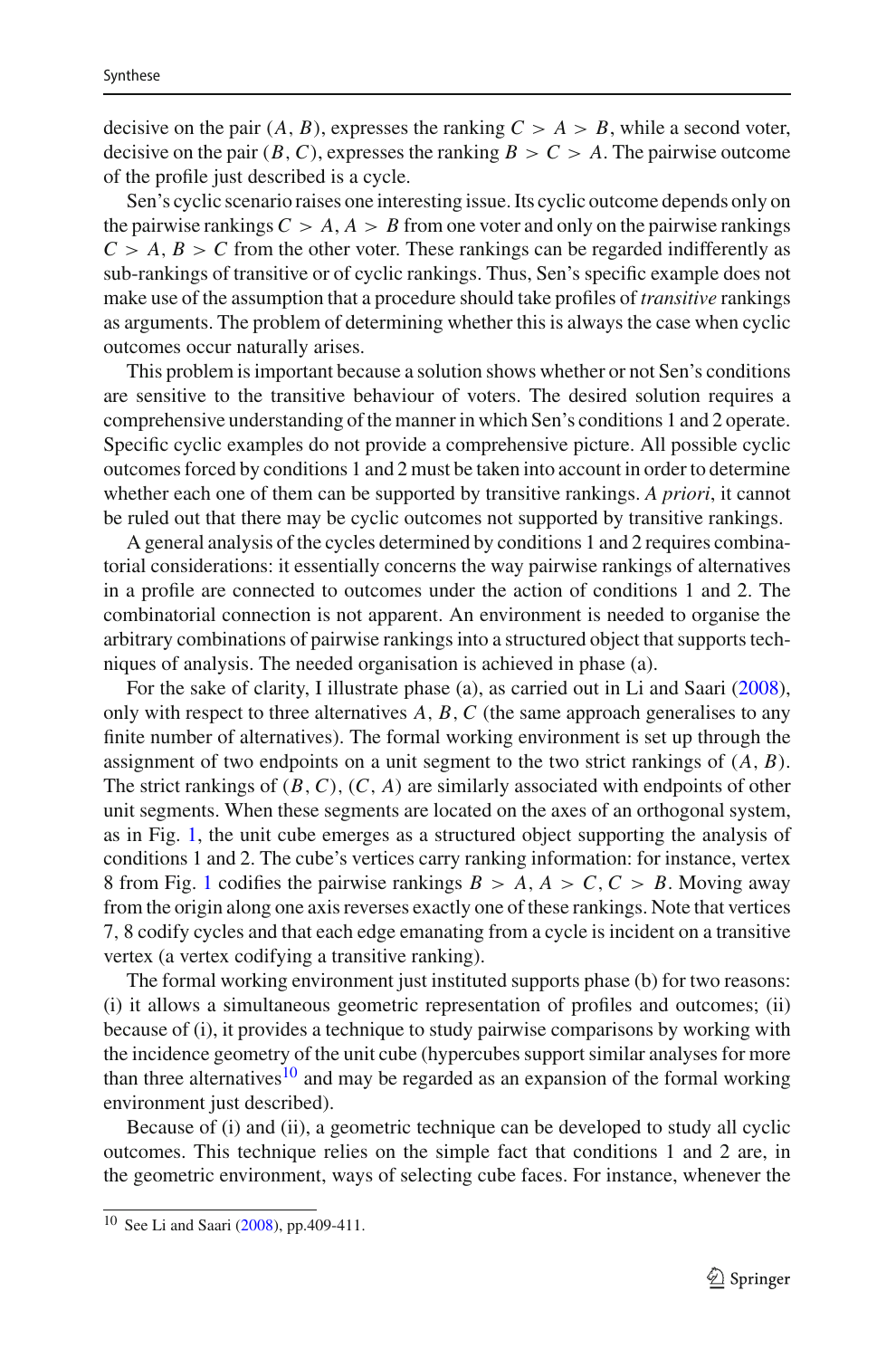decisive on the pair $(A, B)$, expresses the ranking $C > A > B$, while a second voter, decisive on the pair $(B, C)$, expresses the ranking $B > C > A$. The pairwise outcome of the profile just described is a cycle.

Sen's cyclic scenario raises one interesting issue. Its cyclic outcome depends only on the pairwise rankings $C > A, A > B$ from one voter and only on the pairwise rankings $C > A, B > C$ from the other voter. These rankings can be regarded indifferently as sub-rankings of transitive or of cyclic rankings. Thus, Sen's specific example does not make use of the assumption that a procedure should take profiles of *transitive* rankings as arguments. The problem of determining whether this is always the case when cyclic outcomes occur naturally arises.

This problem is important because a solution shows whether or not Sen's conditions are sensitive to the transitive behaviour of voters. The desired solution requires a comprehensive understanding of the manner in which Sen's conditions 1 and 2 operate. Specific cyclic examples do not provide a comprehensive picture. All possible cyclic outcomes forced by conditions 1 and 2 must be taken into account in order to determine whether each one of them can be supported by transitive rankings. *A priori*, it cannot be ruled out that there may be cyclic outcomes not supported by transitive rankings.

A general analysis of the cycles determined by conditions 1 and 2 requires combinatorial considerations: it essentially concerns the way pairwise rankings of alternatives in a profile are connected to outcomes under the action of conditions 1 and 2. The combinatorial connection is not apparent. An environment is needed to organise the arbitrary combinations of pairwise rankings into a structured object that supports techniques of analysis. The needed organisation is achieved in phase (a).

For the sake of clarity, I illustrate phase (a), as carried out in Li and Saari (2008), only with respect to three alternatives $A, B, C$ (the same approach generalises to any finite number of alternatives). The formal working environment is set up through the assignment of two endpoints on a unit segment to the two strict rankings of $(A, B)$. The strict rankings of $(B, C)$, $(C, A)$ are similarly associated with endpoints of other unit segments. When these segments are located on the axes of an orthogonal system, as in Fig. 1, the unit cube emerges as a structured object supporting the analysis of conditions 1 and 2. The cube's vertices carry ranking information: for instance, vertex 8 from Fig. 1 codifies the pairwise rankings $B > A, A > C, C > B$. Moving away from the origin along one axis reverses exactly one of these rankings. Note that vertices 7, 8 codify cycles and that each edge emanating from a cycle is incident on a transitive vertex (a vertex codifying a transitive ranking).

The formal working environment just instituted supports phase (b) for two reasons: (i) it allows a simultaneous geometric representation of profiles and outcomes; (ii) because of (i), it provides a technique to study pairwise comparisons by working with the incidence geometry of the unit cube (hypercubes support similar analyses for more than three alternatives[10] and may be regarded as an expansion of the formal working environment just described).

Because of (i) and (ii), a geometric technique can be developed to study all cyclic outcomes. This technique relies on the simple fact that conditions 1 and 2 are, in the geometric environment, ways of selecting cube faces. For instance, whenever the

[10] See Li and Saari (2008), pp.409-411.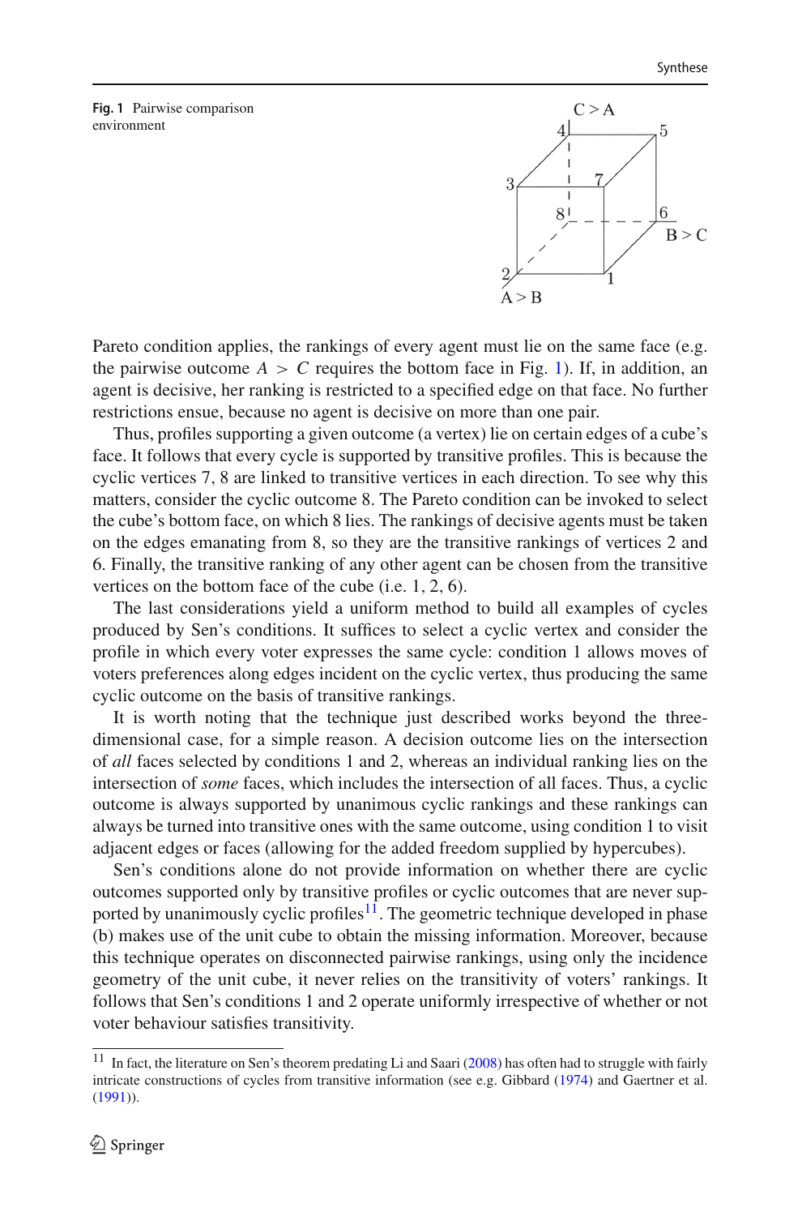**Fig. 1** Pairwise comparison environment

Pareto condition applies, the rankings of every agent must lie on the same face (e.g. the pairwise outcome $A > C$ requires the bottom face in Fig. 1). If, in addition, an agent is decisive, her ranking is restricted to a specified edge on that face. No further restrictions ensue, because no agent is decisive on more than one pair.

Thus, profiles supporting a given outcome (a vertex) lie on certain edges of a cube's face. It follows that every cycle is supported by transitive profiles. This is because the cyclic vertices 7, 8 are linked to transitive vertices in each direction. To see why this matters, consider the cyclic outcome 8. The Pareto condition can be invoked to select the cube's bottom face, on which 8 lies. The rankings of decisive agents must be taken on the edges emanating from 8, so they are the transitive rankings of vertices 2 and 6. Finally, the transitive ranking of any other agent can be chosen from the transitive vertices on the bottom face of the cube (i.e. 1, 2, 6).

The last considerations yield a uniform method to build all examples of cycles produced by Sen's conditions. It suffices to select a cyclic vertex and consider the profile in which every voter expresses the same cycle: condition 1 allows moves of voters preferences along edges incident on the cyclic vertex, thus producing the same cyclic outcome on the basis of transitive rankings.

It is worth noting that the technique just described works beyond the three-dimensional case, for a simple reason. A decision outcome lies on the intersection of *all* faces selected by conditions 1 and 2, whereas an individual ranking lies on the intersection of *some* faces, which includes the intersection of all faces. Thus, a cyclic outcome is always supported by unanimous cyclic rankings and these rankings can always be turned into transitive ones with the same outcome, using condition 1 to visit adjacent edges or faces (allowing for the added freedom supplied by hypercubes).

Sen's conditions alone do not provide information on whether there are cyclic outcomes supported only by transitive profiles or cyclic outcomes that are never supported by unanimously cyclic profiles[11]. The geometric technique developed in phase (b) makes use of the unit cube to obtain the missing information. Moreover, because this technique operates on disconnected pairwise rankings, using only the incidence geometry of the unit cube, it never relies on the transitivity of voters' rankings. It follows that Sen's conditions 1 and 2 operate uniformly irrespective of whether or not voter behaviour satisfies transitivity.

[11] In fact, the literature on Sen's theorem predating Li and Saari (2008) has often had to struggle with fairly intricate constructions of cycles from transitive information (see e.g. Gibbard (1974) and Gaertner et al. (1991)).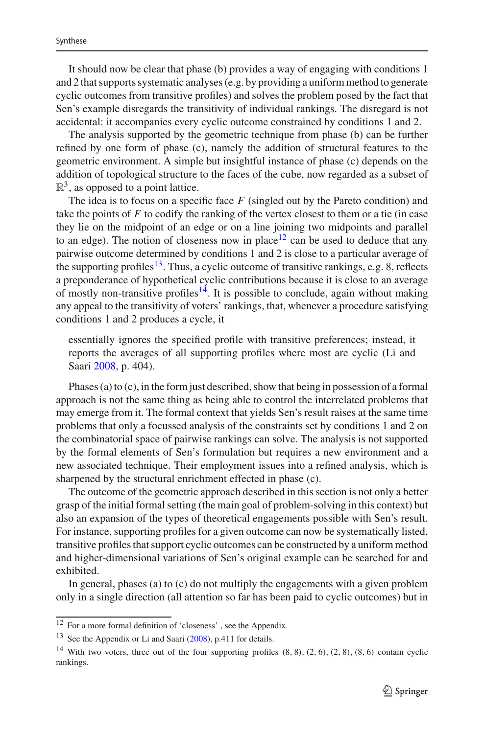It should now be clear that phase (b) provides a way of engaging with conditions 1 and 2 that supports systematic analyses (e.g. by providing a uniform method to generate cyclic outcomes from transitive profiles) and solves the problem posed by the fact that Sen's example disregards the transitivity of individual rankings. The disregard is not accidental: it accompanies every cyclic outcome constrained by conditions 1 and 2.

The analysis supported by the geometric technique from phase (b) can be further refined by one form of phase (c), namely the addition of structural features to the geometric environment. A simple but insightful instance of phase (c) depends on the addition of topological structure to the faces of the cube, now regarded as a subset of $\mathbb{R}^3$, as opposed to a point lattice.

The idea is to focus on a specific face $F$ (singled out by the Pareto condition) and take the points of $F$ to codify the ranking of the vertex closest to them or a tie (in case they lie on the midpoint of an edge or on a line joining two midpoints and parallel to an edge). The notion of closeness now in place[12] can be used to deduce that any pairwise outcome determined by conditions 1 and 2 is close to a particular average of the supporting profiles[13]. Thus, a cyclic outcome of transitive rankings, e.g. 8, reflects a preponderance of hypothetical cyclic contributions because it is close to an average of mostly non-transitive profiles[14]. It is possible to conclude, again without making any appeal to the transitivity of voters' rankings, that, whenever a procedure satisfying conditions 1 and 2 produces a cycle, it

> essentially ignores the specified profile with transitive preferences; instead, it reports the averages of all supporting profiles where most are cyclic (Li and Saari 2008, p. 404).

Phases (a) to (c), in the form just described, show that being in possession of a formal approach is not the same thing as being able to control the interrelated problems that may emerge from it. The formal context that yields Sen's result raises at the same time problems that only a focussed analysis of the constraints set by conditions 1 and 2 on the combinatorial space of pairwise rankings can solve. The analysis is not supported by the formal elements of Sen's formulation but requires a new environment and a new associated technique. Their employment issues into a refined analysis, which is sharpened by the structural enrichment effected in phase (c).

The outcome of the geometric approach described in this section is not only a better grasp of the initial formal setting (the main goal of problem-solving in this context) but also an expansion of the types of theoretical engagements possible with Sen's result. For instance, supporting profiles for a given outcome can now be systematically listed, transitive profiles that support cyclic outcomes can be constructed by a uniform method and higher-dimensional variations of Sen's original example can be searched for and exhibited.

In general, phases (a) to (c) do not multiply the engagements with a given problem only in a single direction (all attention so far has been paid to cyclic outcomes) but in

---

[12] For a more formal definition of 'closeness', see the Appendix.

[13] See the Appendix or Li and Saari (2008), p.411 for details.

[14] With two voters, three out of the four supporting profiles (8, 8), (2, 6), (2, 8), (8, 6) contain cyclic rankings.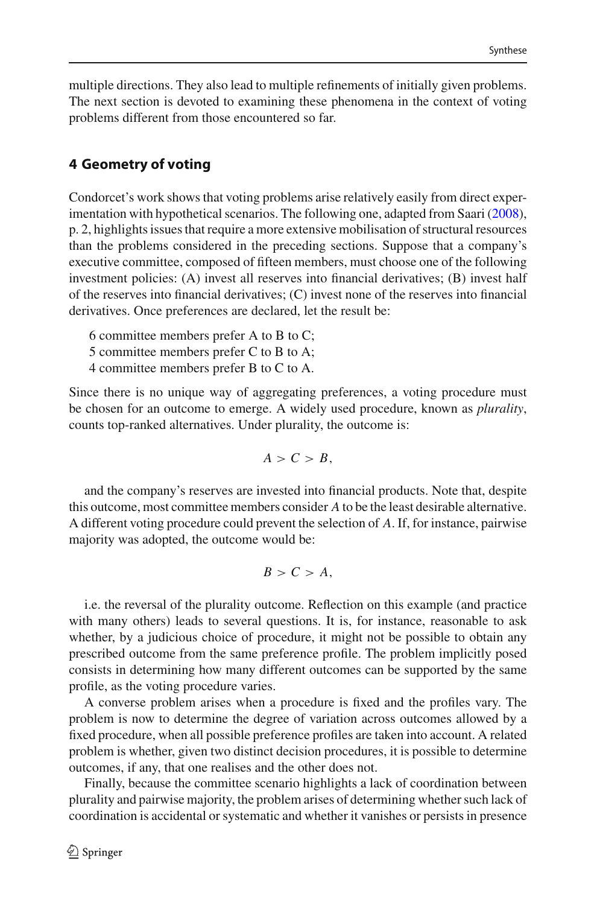multiple directions. They also lead to multiple refinements of initially given problems. The next section is devoted to examining these phenomena in the context of voting problems different from those encountered so far.

## 4 Geometry of voting

Condorcet's work shows that voting problems arise relatively easily from direct experimentation with hypothetical scenarios. The following one, adapted from Saari (2008), p. 2, highlights issues that require a more extensive mobilisation of structural resources than the problems considered in the preceding sections. Suppose that a company's executive committee, composed of fifteen members, must choose one of the following investment policies: (A) invest all reserves into financial derivatives; (B) invest half of the reserves into financial derivatives; (C) invest none of the reserves into financial derivatives. Once preferences are declared, let the result be:

6 committee members prefer A to B to C;
5 committee members prefer C to B to A;
4 committee members prefer B to C to A.

Since there is no unique way of aggregating preferences, a voting procedure must be chosen for an outcome to emerge. A widely used procedure, known as *plurality*, counts top-ranked alternatives. Under plurality, the outcome is:

$$A > C > B,$$

and the company's reserves are invested into financial products. Note that, despite this outcome, most committee members consider $A$ to be the least desirable alternative. A different voting procedure could prevent the selection of $A$. If, for instance, pairwise majority was adopted, the outcome would be:

$$B > C > A,$$

i.e. the reversal of the plurality outcome. Reflection on this example (and practice with many others) leads to several questions. It is, for instance, reasonable to ask whether, by a judicious choice of procedure, it might not be possible to obtain any prescribed outcome from the same preference profile. The problem implicitly posed consists in determining how many different outcomes can be supported by the same profile, as the voting procedure varies.

A converse problem arises when a procedure is fixed and the profiles vary. The problem is now to determine the degree of variation across outcomes allowed by a fixed procedure, when all possible preference profiles are taken into account. A related problem is whether, given two distinct decision procedures, it is possible to determine outcomes, if any, that one realises and the other does not.

Finally, because the committee scenario highlights a lack of coordination between plurality and pairwise majority, the problem arises of determining whether such lack of coordination is accidental or systematic and whether it vanishes or persists in presence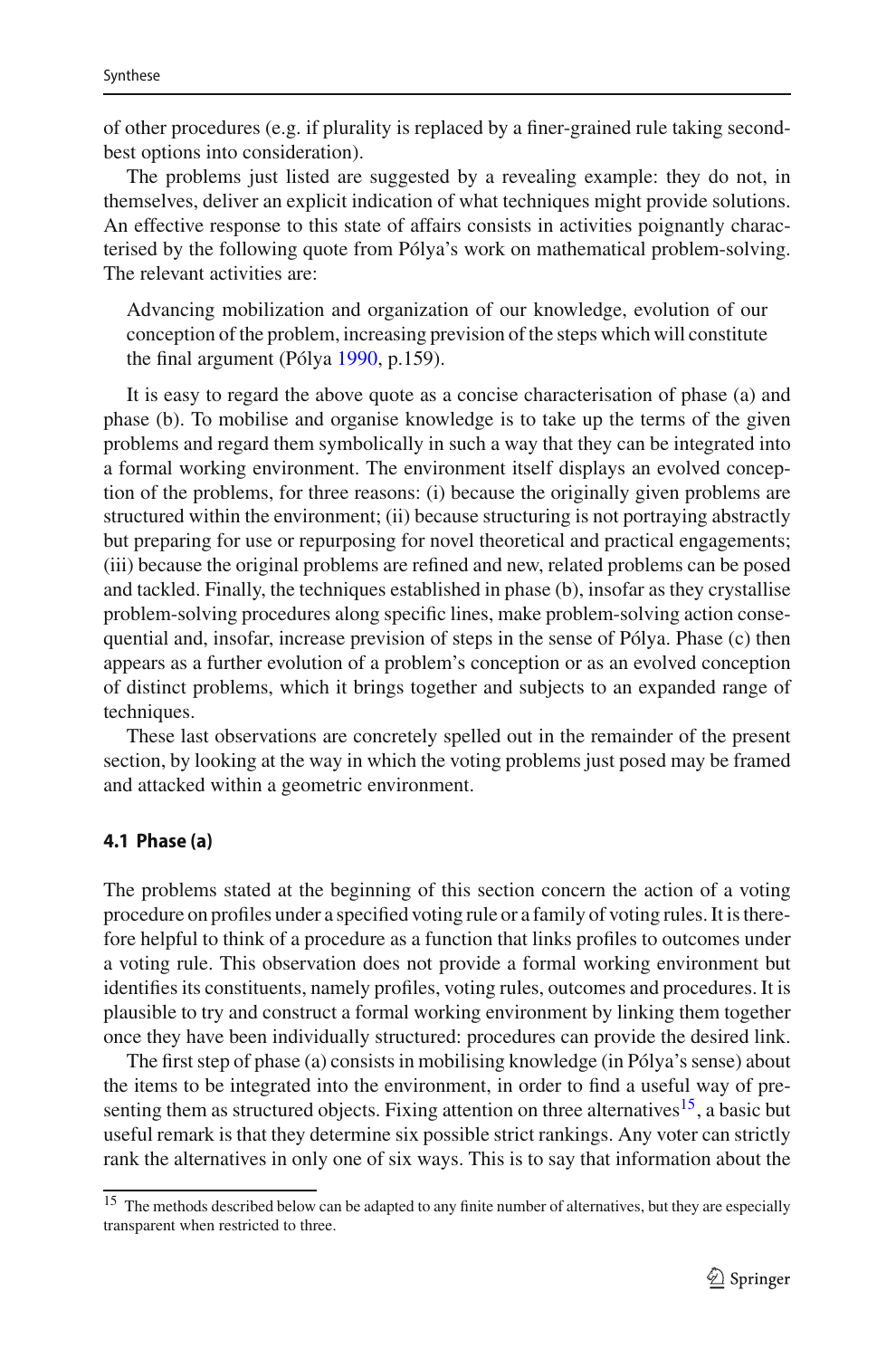of other procedures (e.g. if plurality is replaced by a finer-grained rule taking second-best options into consideration).

The problems just listed are suggested by a revealing example: they do not, in themselves, deliver an explicit indication of what techniques might provide solutions. An effective response to this state of affairs consists in activities poignantly characterised by the following quote from Pólya's work on mathematical problem-solving. The relevant activities are:

> Advancing mobilization and organization of our knowledge, evolution of our conception of the problem, increasing prevision of the steps which will constitute the final argument (Pólya 1990, p.159).

It is easy to regard the above quote as a concise characterisation of phase (a) and phase (b). To mobilise and organise knowledge is to take up the terms of the given problems and regard them symbolically in such a way that they can be integrated into a formal working environment. The environment itself displays an evolved conception of the problems, for three reasons: (i) because the originally given problems are structured within the environment; (ii) because structuring is not portraying abstractly but preparing for use or repurposing for novel theoretical and practical engagements; (iii) because the original problems are refined and new, related problems can be posed and tackled. Finally, the techniques established in phase (b), insofar as they crystallise problem-solving procedures along specific lines, make problem-solving action consequential and, insofar, increase prevision of steps in the sense of Pólya. Phase (c) then appears as a further evolution of a problem's conception or as an evolved conception of distinct problems, which it brings together and subjects to an expanded range of techniques.

These last observations are concretely spelled out in the remainder of the present section, by looking at the way in which the voting problems just posed may be framed and attacked within a geometric environment.

### 4.1 Phase (a)

The problems stated at the beginning of this section concern the action of a voting procedure on profiles under a specified voting rule or a family of voting rules. It is therefore helpful to think of a procedure as a function that links profiles to outcomes under a voting rule. This observation does not provide a formal working environment but identifies its constituents, namely profiles, voting rules, outcomes and procedures. It is plausible to try and construct a formal working environment by linking them together once they have been individually structured: procedures can provide the desired link.

The first step of phase (a) consists in mobilising knowledge (in Pólya's sense) about the items to be integrated into the environment, in order to find a useful way of presenting them as structured objects. Fixing attention on three alternatives[15], a basic but useful remark is that they determine six possible strict rankings. Any voter can strictly rank the alternatives in only one of six ways. This is to say that information about the

[15] The methods described below can be adapted to any finite number of alternatives, but they are especially transparent when restricted to three.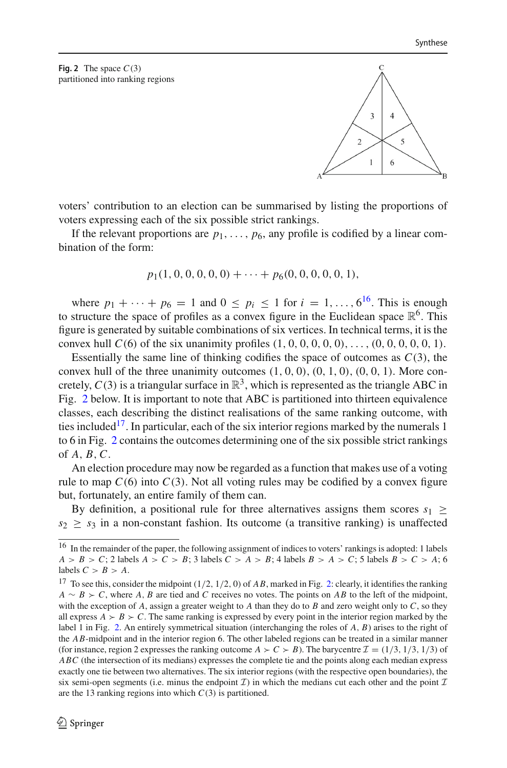**Fig. 2** The space $C(3)$ partitioned into ranking regions

voters' contribution to an election can be summarised by listing the proportions of voters expressing each of the six possible strict rankings.

If the relevant proportions are $p_1, \ldots, p_6$, any profile is codified by a linear combination of the form:

$$p_1(1,0,0,0,0,0) + \cdots + p_6(0,0,0,0,0,1),$$

where $p_1 + \cdots + p_6 = 1$ and $0 \leq p_i \leq 1$ for $i = 1, \ldots, 6$[16]. This is enough to structure the space of profiles as a convex figure in the Euclidean space $\mathbb{R}^6$. This figure is generated by suitable combinations of six vertices. In technical terms, it is the convex hull $C(6)$ of the six unanimity profiles $(1,0,0,0,0,0), \ldots, (0,0,0,0,0,1)$.

Essentially the same line of thinking codifies the space of outcomes as $C(3)$, the convex hull of the three unanimity outcomes $(1,0,0)$, $(0,1,0)$, $(0,0,1)$. More concretely, $C(3)$ is a triangular surface in $\mathbb{R}^3$, which is represented as the triangle ABC in Fig. 2 below. It is important to note that ABC is partitioned into thirteen equivalence classes, each describing the distinct realisations of the same ranking outcome, with ties included[17]. In particular, each of the six interior regions marked by the numerals 1 to 6 in Fig. 2 contains the outcomes determining one of the six possible strict rankings of $A, B, C$.

An election procedure may now be regarded as a function that makes use of a voting rule to map $C(6)$ into $C(3)$. Not all voting rules may be codified by a convex figure but, fortunately, an entire family of them can.

By definition, a positional rule for three alternatives assigns them scores $s_1 \geq s_2 \geq s_3$ in a non-constant fashion. Its outcome (a transitive ranking) is unaffected

---

[16] In the remainder of the paper, the following assignment of indices to voters' rankings is adopted: 1 labels $A > B > C$; 2 labels $A > C > B$; 3 labels $C > A > B$; 4 labels $B > A > C$; 5 labels $B > C > A$; 6 labels $C > B > A$.

[17] To see this, consider the midpoint $(1/2, 1/2, 0)$ of $AB$, marked in Fig. 2: clearly, it identifies the ranking $A \sim B \succ C$, where $A$, $B$ are tied and $C$ receives no votes. The points on $AB$ to the left of the midpoint, with the exception of $A$, assign a greater weight to $A$ than they do to $B$ and zero weight only to $C$, so they all express $A \succ B \succ C$. The same ranking is expressed by every point in the interior region marked by the label 1 in Fig. 2. An entirely symmetrical situation (interchanging the roles of $A$, $B$) arises to the right of the $AB$-midpoint and in the interior region 6. The other labeled regions can be treated in a similar manner (for instance, region 2 expresses the ranking outcome $A \succ C \succ B$). The barycentre $\mathcal{I} = (1/3, 1/3, 1/3)$ of $ABC$ (the intersection of its medians) expresses the complete tie and the points along each median express exactly one tie between two alternatives. The six interior regions (with the respective open boundaries), the six semi-open segments (i.e. minus the endpoint $\mathcal{I}$) in which the medians cut each other and the point $\mathcal{I}$ are the 13 ranking regions into which $C(3)$ is partitioned.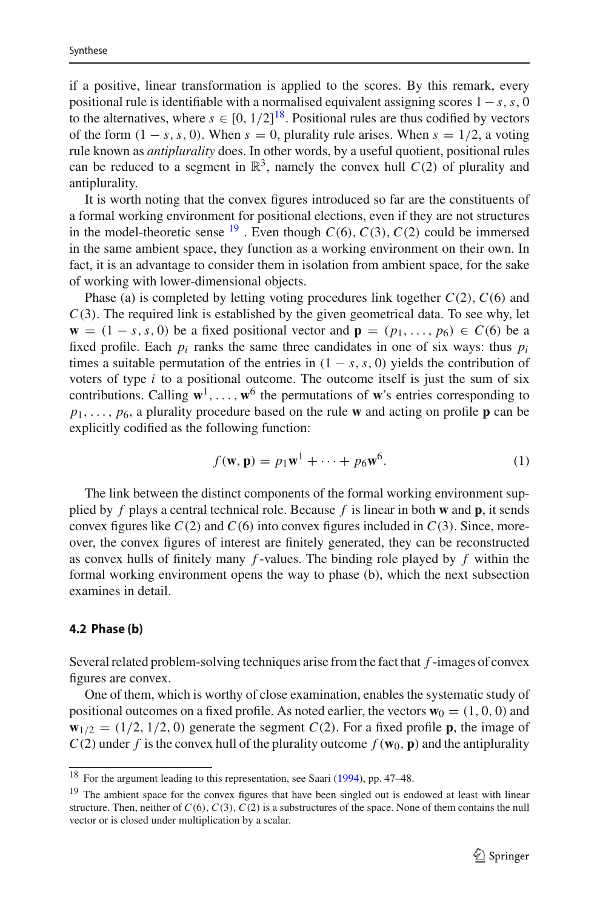if a positive, linear transformation is applied to the scores. By this remark, every positional rule is identifiable with a normalised equivalent assigning scores $1-s, s, 0$ to the alternatives, where $s \in [0, 1/2]$[18]. Positional rules are thus codified by vectors of the form $(1-s, s, 0)$. When $s = 0$, plurality rule arises. When $s = 1/2$, a voting rule known as *antiplurality* does. In other words, by a useful quotient, positional rules can be reduced to a segment in $\mathbb{R}^3$, namely the convex hull $C(2)$ of plurality and antiplurality.

It is worth noting that the convex figures introduced so far are the constituents of a formal working environment for positional elections, even if they are not structures in the model-theoretic sense [19] . Even though $C(6)$, $C(3)$, $C(2)$ could be immersed in the same ambient space, they function as a working environment on their own. In fact, it is an advantage to consider them in isolation from ambient space, for the sake of working with lower-dimensional objects.

Phase (a) is completed by letting voting procedures link together $C(2)$, $C(6)$ and $C(3)$. The required link is established by the given geometrical data. To see why, let $\mathbf{w} = (1-s, s, 0)$ be a fixed positional vector and $\mathbf{p} = (p_1, \ldots, p_6) \in C(6)$ be a fixed profile. Each $p_i$ ranks the same three candidates in one of six ways: thus $p_i$ times a suitable permutation of the entries in $(1-s, s, 0)$ yields the contribution of voters of type $i$ to a positional outcome. The outcome itself is just the sum of six contributions. Calling $\mathbf{w}^1, \ldots, \mathbf{w}^6$ the permutations of $\mathbf{w}$'s entries corresponding to $p_1, \ldots, p_6$, a plurality procedure based on the rule $\mathbf{w}$ and acting on profile $\mathbf{p}$ can be explicitly codified as the following function:

$$f(\mathbf{w}, \mathbf{p}) = p_1\mathbf{w}^1 + \cdots + p_6\mathbf{w}^6. \tag{1}$$

The link between the distinct components of the formal working environment supplied by $f$ plays a central technical role. Because $f$ is linear in both $\mathbf{w}$ and $\mathbf{p}$, it sends convex figures like $C(2)$ and $C(6)$ into convex figures included in $C(3)$. Since, moreover, the convex figures of interest are finitely generated, they can be reconstructed as convex hulls of finitely many $f$-values. The binding role played by $f$ within the formal working environment opens the way to phase (b), which the next subsection examines in detail.

### 4.2 Phase (b)

Several related problem-solving techniques arise from the fact that $f$-images of convex figures are convex.

One of them, which is worthy of close examination, enables the systematic study of positional outcomes on a fixed profile. As noted earlier, the vectors $\mathbf{w}_0 = (1, 0, 0)$ and $\mathbf{w}_{1/2} = (1/2, 1/2, 0)$ generate the segment $C(2)$. For a fixed profile $\mathbf{p}$, the image of $C(2)$ under $f$ is the convex hull of the plurality outcome $f(\mathbf{w}_0, \mathbf{p})$ and the antiplurality

[18] For the argument leading to this representation, see Saari (1994), pp. 47–48.

[19] The ambient space for the convex figures that have been singled out is endowed at least with linear structure. Then, neither of $C(6)$, $C(3)$, $C(2)$ is a substructures of the space. None of them contains the null vector or is closed under multiplication by a scalar.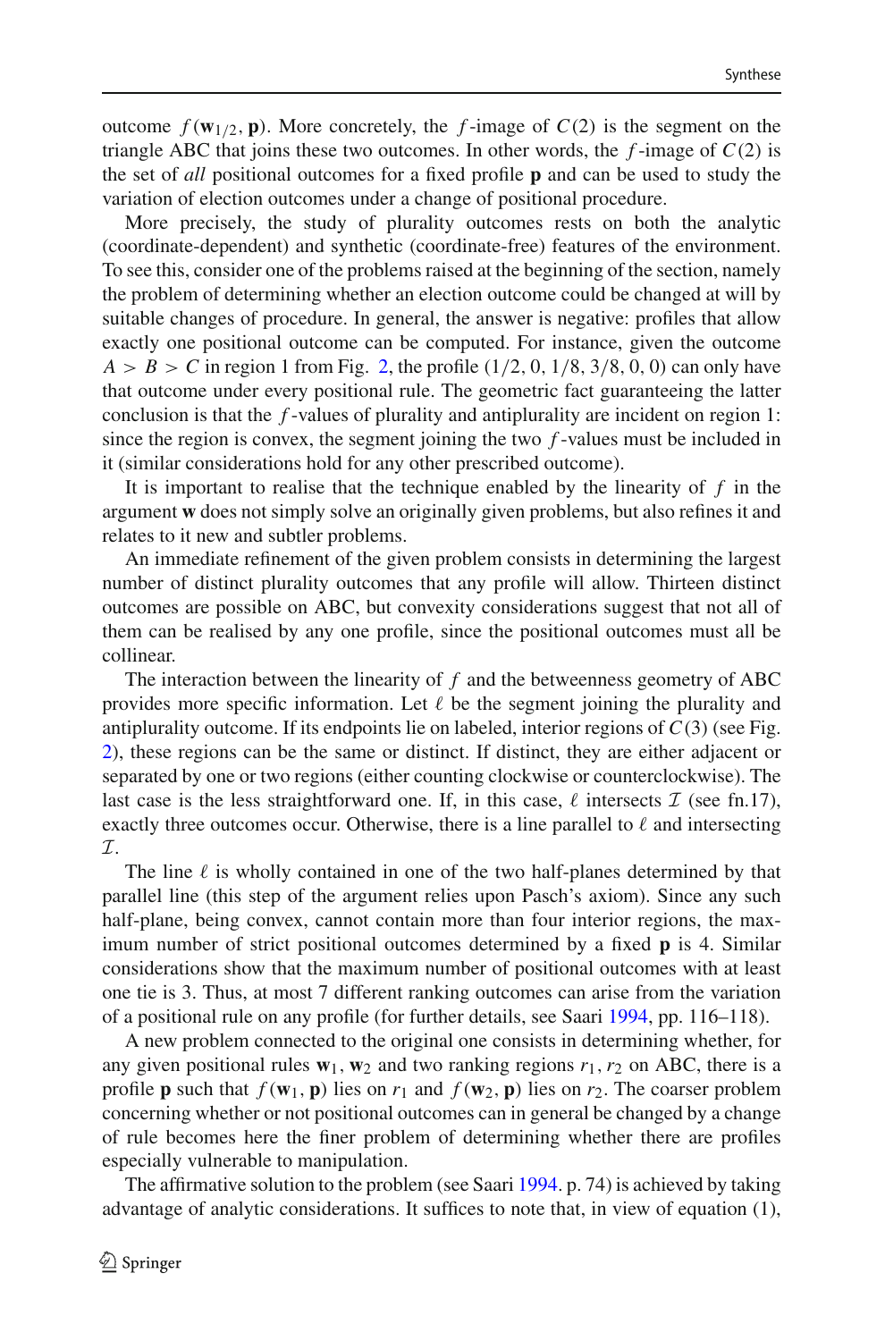outcome $f(\mathbf{w}_{1/2}, \mathbf{p})$. More concretely, the $f$-image of $C(2)$ is the segment on the triangle ABC that joins these two outcomes. In other words, the $f$-image of $C(2)$ is the set of *all* positional outcomes for a fixed profile $\mathbf{p}$ and can be used to study the variation of election outcomes under a change of positional procedure.

More precisely, the study of plurality outcomes rests on both the analytic (coordinate-dependent) and synthetic (coordinate-free) features of the environment. To see this, consider one of the problems raised at the beginning of the section, namely the problem of determining whether an election outcome could be changed at will by suitable changes of procedure. In general, the answer is negative: profiles that allow exactly one positional outcome can be computed. For instance, given the outcome $A > B > C$ in region 1 from Fig. 2, the profile $(1/2, 0, 1/8, 3/8, 0, 0)$ can only have that outcome under every positional rule. The geometric fact guaranteeing the latter conclusion is that the $f$-values of plurality and antiplurality are incident on region 1: since the region is convex, the segment joining the two $f$-values must be included in it (similar considerations hold for any other prescribed outcome).

It is important to realise that the technique enabled by the linearity of $f$ in the argument $\mathbf{w}$ does not simply solve an originally given problems, but also refines it and relates to it new and subtler problems.

An immediate refinement of the given problem consists in determining the largest number of distinct plurality outcomes that any profile will allow. Thirteen distinct outcomes are possible on ABC, but convexity considerations suggest that not all of them can be realised by any one profile, since the positional outcomes must all be collinear.

The interaction between the linearity of $f$ and the betweenness geometry of ABC provides more specific information. Let $\ell$ be the segment joining the plurality and antiplurality outcome. If its endpoints lie on labeled, interior regions of $C(3)$ (see Fig. 2), these regions can be the same or distinct. If distinct, they are either adjacent or separated by one or two regions (either counting clockwise or counterclockwise). The last case is the less straightforward one. If, in this case, $\ell$ intersects $\mathcal{I}$ (see fn.17), exactly three outcomes occur. Otherwise, there is a line parallel to $\ell$ and intersecting $\mathcal{I}$.

The line $\ell$ is wholly contained in one of the two half-planes determined by that parallel line (this step of the argument relies upon Pasch's axiom). Since any such half-plane, being convex, cannot contain more than four interior regions, the maximum number of strict positional outcomes determined by a fixed $\mathbf{p}$ is 4. Similar considerations show that the maximum number of positional outcomes with at least one tie is 3. Thus, at most 7 different ranking outcomes can arise from the variation of a positional rule on any profile (for further details, see Saari 1994, pp. 116–118).

A new problem connected to the original one consists in determining whether, for any given positional rules $\mathbf{w}_1, \mathbf{w}_2$ and two ranking regions $r_1, r_2$ on ABC, there is a profile $\mathbf{p}$ such that $f(\mathbf{w}_1, \mathbf{p})$ lies on $r_1$ and $f(\mathbf{w}_2, \mathbf{p})$ lies on $r_2$. The coarser problem concerning whether or not positional outcomes can in general be changed by a change of rule becomes here the finer problem of determining whether there are profiles especially vulnerable to manipulation.

The affirmative solution to the problem (see Saari 1994. p. 74) is achieved by taking advantage of analytic considerations. It suffices to note that, in view of equation (1),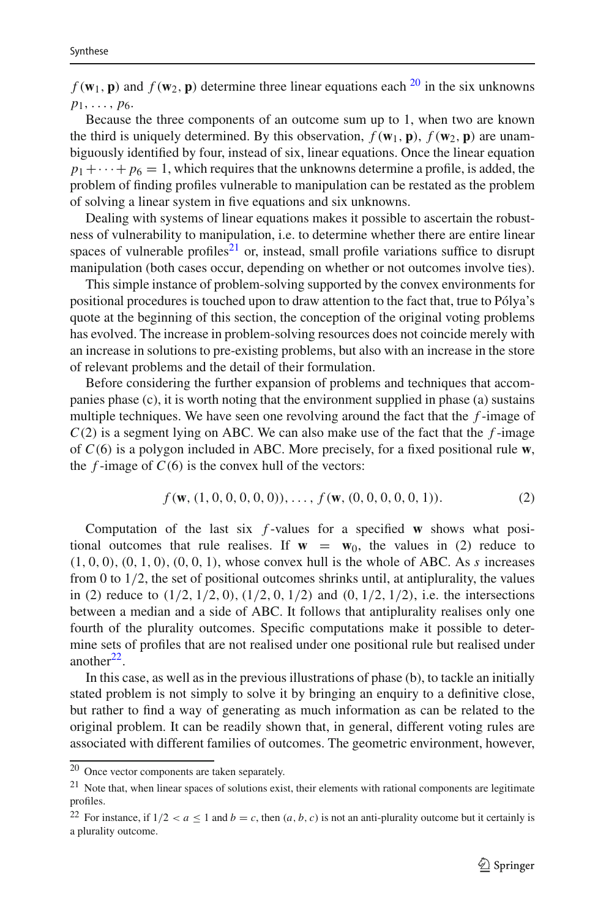$f(\mathbf{w}_1, \mathbf{p})$ and $f(\mathbf{w}_2, \mathbf{p})$ determine three linear equations each [20] in the six unknowns $p_1, \ldots, p_6$.

Because the three components of an outcome sum up to 1, when two are known the third is uniquely determined. By this observation, $f(\mathbf{w}_1, \mathbf{p})$, $f(\mathbf{w}_2, \mathbf{p})$ are unambiguously identified by four, instead of six, linear equations. Once the linear equation $p_1 + \cdots + p_6 = 1$, which requires that the unknowns determine a profile, is added, the problem of finding profiles vulnerable to manipulation can be restated as the problem of solving a linear system in five equations and six unknowns.

Dealing with systems of linear equations makes it possible to ascertain the robustness of vulnerability to manipulation, i.e. to determine whether there are entire linear spaces of vulnerable profiles[21] or, instead, small profile variations suffice to disrupt manipulation (both cases occur, depending on whether or not outcomes involve ties).

This simple instance of problem-solving supported by the convex environments for positional procedures is touched upon to draw attention to the fact that, true to Pólya's quote at the beginning of this section, the conception of the original voting problems has evolved. The increase in problem-solving resources does not coincide merely with an increase in solutions to pre-existing problems, but also with an increase in the store of relevant problems and the detail of their formulation.

Before considering the further expansion of problems and techniques that accompanies phase (c), it is worth noting that the environment supplied in phase (a) sustains multiple techniques. We have seen one revolving around the fact that the $f$-image of $C(2)$ is a segment lying on ABC. We can also make use of the fact that the $f$-image of $C(6)$ is a polygon included in ABC. More precisely, for a fixed positional rule $\mathbf{w}$, the $f$-image of $C(6)$ is the convex hull of the vectors:

$$f(\mathbf{w}, (1, 0, 0, 0, 0, 0)), \ldots, f(\mathbf{w}, (0, 0, 0, 0, 0, 1)). \tag{2}$$

Computation of the last six $f$-values for a specified $\mathbf{w}$ shows what positional outcomes that rule realises. If $\mathbf{w} = \mathbf{w}_0$, the values in (2) reduce to $(1, 0, 0)$, $(0, 1, 0)$, $(0, 0, 1)$, whose convex hull is the whole of ABC. As $s$ increases from 0 to $1/2$, the set of positional outcomes shrinks until, at antiplurality, the values in (2) reduce to $(1/2, 1/2, 0)$, $(1/2, 0, 1/2)$ and $(0, 1/2, 1/2)$, i.e. the intersections between a median and a side of ABC. It follows that antiplurality realises only one fourth of the plurality outcomes. Specific computations make it possible to determine sets of profiles that are not realised under one positional rule but realised under another[22].

In this case, as well as in the previous illustrations of phase (b), to tackle an initially stated problem is not simply to solve it by bringing an enquiry to a definitive close, but rather to find a way of generating as much information as can be related to the original problem. It can be readily shown that, in general, different voting rules are associated with different families of outcomes. The geometric environment, however,

---

[20] Once vector components are taken separately.

[21] Note that, when linear spaces of solutions exist, their elements with rational components are legitimate profiles.

[22] For instance, if $1/2 < a \leq 1$ and $b = c$, then $(a, b, c)$ is not an anti-plurality outcome but it certainly is a plurality outcome.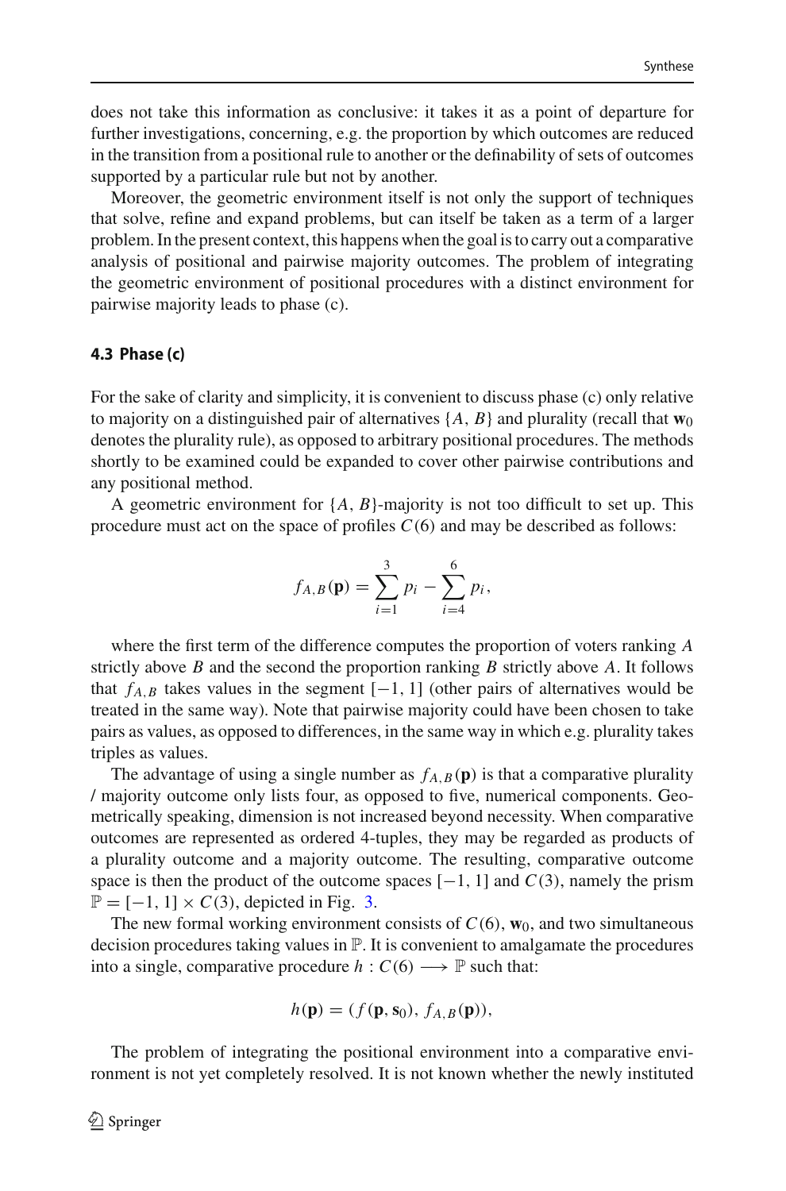does not take this information as conclusive: it takes it as a point of departure for further investigations, concerning, e.g. the proportion by which outcomes are reduced in the transition from a positional rule to another or the definability of sets of outcomes supported by a particular rule but not by another.

Moreover, the geometric environment itself is not only the support of techniques that solve, refine and expand problems, but can itself be taken as a term of a larger problem. In the present context, this happens when the goal is to carry out a comparative analysis of positional and pairwise majority outcomes. The problem of integrating the geometric environment of positional procedures with a distinct environment for pairwise majority leads to phase (c).

### 4.3 Phase (c)

For the sake of clarity and simplicity, it is convenient to discuss phase (c) only relative to majority on a distinguished pair of alternatives $\{A, B\}$ and plurality (recall that $\mathbf{w}_0$ denotes the plurality rule), as opposed to arbitrary positional procedures. The methods shortly to be examined could be expanded to cover other pairwise contributions and any positional method.

A geometric environment for $\{A, B\}$-majority is not too difficult to set up. This procedure must act on the space of profiles $C(6)$ and may be described as follows:

$$f_{A,B}(\mathbf{p}) = \sum_{i=1}^{3} p_i - \sum_{i=4}^{6} p_i,$$

where the first term of the difference computes the proportion of voters ranking $A$ strictly above $B$ and the second the proportion ranking $B$ strictly above $A$. It follows that $f_{A,B}$ takes values in the segment $[-1, 1]$ (other pairs of alternatives would be treated in the same way). Note that pairwise majority could have been chosen to take pairs as values, as opposed to differences, in the same way in which e.g. plurality takes triples as values.

The advantage of using a single number as $f_{A,B}(\mathbf{p})$ is that a comparative plurality / majority outcome only lists four, as opposed to five, numerical components. Geometrically speaking, dimension is not increased beyond necessity. When comparative outcomes are represented as ordered 4-tuples, they may be regarded as products of a plurality outcome and a majority outcome. The resulting, comparative outcome space is then the product of the outcome spaces $[-1, 1]$ and $C(3)$, namely the prism $\mathbb{P} = [-1, 1] \times C(3)$, depicted in Fig. 3.

The new formal working environment consists of $C(6)$, $\mathbf{w}_0$, and two simultaneous decision procedures taking values in $\mathbb{P}$. It is convenient to amalgamate the procedures into a single, comparative procedure $h : C(6) \longrightarrow \mathbb{P}$ such that:

$$h(\mathbf{p}) = (f(\mathbf{p}, \mathbf{s}_0), f_{A,B}(\mathbf{p})),$$

The problem of integrating the positional environment into a comparative environment is not yet completely resolved. It is not known whether the newly instituted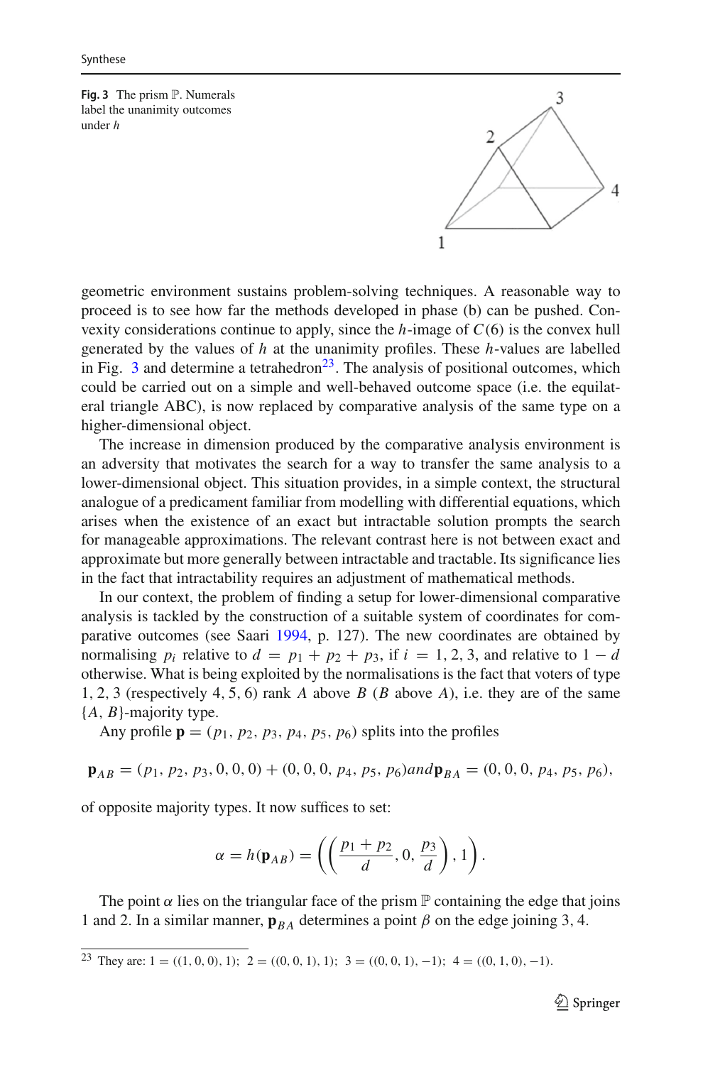**Fig. 3** The prism $\mathbb{P}$. Numerals label the unanimity outcomes under $h$

geometric environment sustains problem-solving techniques. A reasonable way to proceed is to see how far the methods developed in phase (b) can be pushed. Convexity considerations continue to apply, since the $h$-image of $C(6)$ is the convex hull generated by the values of $h$ at the unanimity profiles. These $h$-values are labelled in Fig. 3 and determine a tetrahedron[23]. The analysis of positional outcomes, which could be carried out on a simple and well-behaved outcome space (i.e. the equilateral triangle ABC), is now replaced by comparative analysis of the same type on a higher-dimensional object.

The increase in dimension produced by the comparative analysis environment is an adversity that motivates the search for a way to transfer the same analysis to a lower-dimensional object. This situation provides, in a simple context, the structural analogue of a predicament familiar from modelling with differential equations, which arises when the existence of an exact but intractable solution prompts the search for manageable approximations. The relevant contrast here is not between exact and approximate but more generally between intractable and tractable. Its significance lies in the fact that intractability requires an adjustment of mathematical methods.

In our context, the problem of finding a setup for lower-dimensional comparative analysis is tackled by the construction of a suitable system of coordinates for comparative outcomes (see Saari 1994, p. 127). The new coordinates are obtained by normalising $p_i$ relative to $d = p_1 + p_2 + p_3$, if $i = 1, 2, 3$, and relative to $1 - d$ otherwise. What is being exploited by the normalisations is the fact that voters of type 1, 2, 3 (respectively 4, 5, 6) rank $A$ above $B$ ($B$ above $A$), i.e. they are of the same $\{A, B\}$-majority type.

Any profile $\mathbf{p} = (p_1, p_2, p_3, p_4, p_5, p_6)$ splits into the profiles

$$\mathbf{p}_{AB} = (p_1, p_2, p_3, 0, 0, 0) + (0, 0, 0, p_4, p_5, p_6) and \mathbf{p}_{BA} = (0, 0, 0, p_4, p_5, p_6),$$

of opposite majority types. It now suffices to set:

$$\alpha = h(\mathbf{p}_{AB}) = \left( \left( \frac{p_1 + p_2}{d}, 0, \frac{p_3}{d} \right), 1 \right).$$

The point $\alpha$ lies on the triangular face of the prism $\mathbb{P}$ containing the edge that joins 1 and 2. In a similar manner, $\mathbf{p}_{BA}$ determines a point $\beta$ on the edge joining 3, 4.

[23] They are: $1 = ((1, 0, 0), 1)$; $2 = ((0, 0, 1), 1)$; $3 = ((0, 0, 1), -1)$; $4 = ((0, 1, 0), -1)$.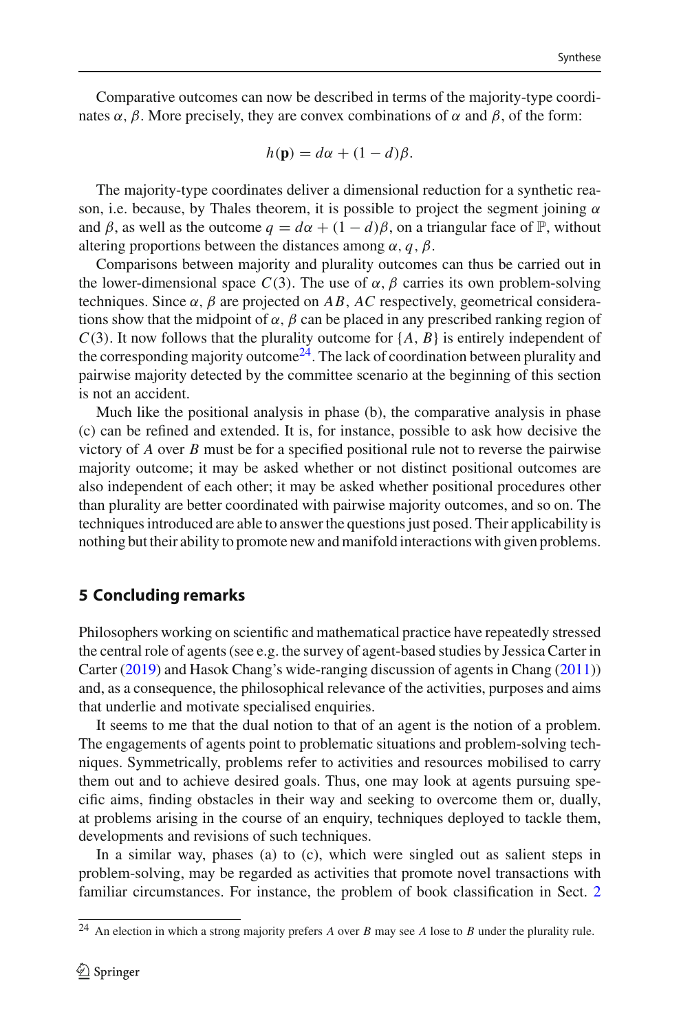Comparative outcomes can now be described in terms of the majority-type coordinates $\alpha, \beta$. More precisely, they are convex combinations of $\alpha$ and $\beta$, of the form:

$$h(\mathbf{p}) = d\alpha + (1 - d)\beta.$$

The majority-type coordinates deliver a dimensional reduction for a synthetic reason, i.e. because, by Thales theorem, it is possible to project the segment joining $\alpha$ and $\beta$, as well as the outcome $q = d\alpha + (1 - d)\beta$, on a triangular face of $\mathbb{P}$, without altering proportions between the distances among $\alpha, q, \beta$.

Comparisons between majority and plurality outcomes can thus be carried out in the lower-dimensional space $C(3)$. The use of $\alpha, \beta$ carries its own problem-solving techniques. Since $\alpha, \beta$ are projected on $AB$, $AC$ respectively, geometrical considerations show that the midpoint of $\alpha, \beta$ can be placed in any prescribed ranking region of $C(3)$. It now follows that the plurality outcome for $\{A, B\}$ is entirely independent of the corresponding majority outcome[24]. The lack of coordination between plurality and pairwise majority detected by the committee scenario at the beginning of this section is not an accident.

Much like the positional analysis in phase (b), the comparative analysis in phase (c) can be refined and extended. It is, for instance, possible to ask how decisive the victory of $A$ over $B$ must be for a specified positional rule not to reverse the pairwise majority outcome; it may be asked whether or not distinct positional outcomes are also independent of each other; it may be asked whether positional procedures other than plurality are better coordinated with pairwise majority outcomes, and so on. The techniques introduced are able to answer the questions just posed. Their applicability is nothing but their ability to promote new and manifold interactions with given problems.

## 5 Concluding remarks

Philosophers working on scientific and mathematical practice have repeatedly stressed the central role of agents (see e.g. the survey of agent-based studies by Jessica Carter in Carter (2019) and Hasok Chang's wide-ranging discussion of agents in Chang (2011)) and, as a consequence, the philosophical relevance of the activities, purposes and aims that underlie and motivate specialised enquiries.

It seems to me that the dual notion to that of an agent is the notion of a problem. The engagements of agents point to problematic situations and problem-solving techniques. Symmetrically, problems refer to activities and resources mobilised to carry them out and to achieve desired goals. Thus, one may look at agents pursuing specific aims, finding obstacles in their way and seeking to overcome them or, dually, at problems arising in the course of an enquiry, techniques deployed to tackle them, developments and revisions of such techniques.

In a similar way, phases (a) to (c), which were singled out as salient steps in problem-solving, may be regarded as activities that promote novel transactions with familiar circumstances. For instance, the problem of book classification in Sect. 2

[24] An election in which a strong majority prefers $A$ over $B$ may see $A$ lose to $B$ under the plurality rule.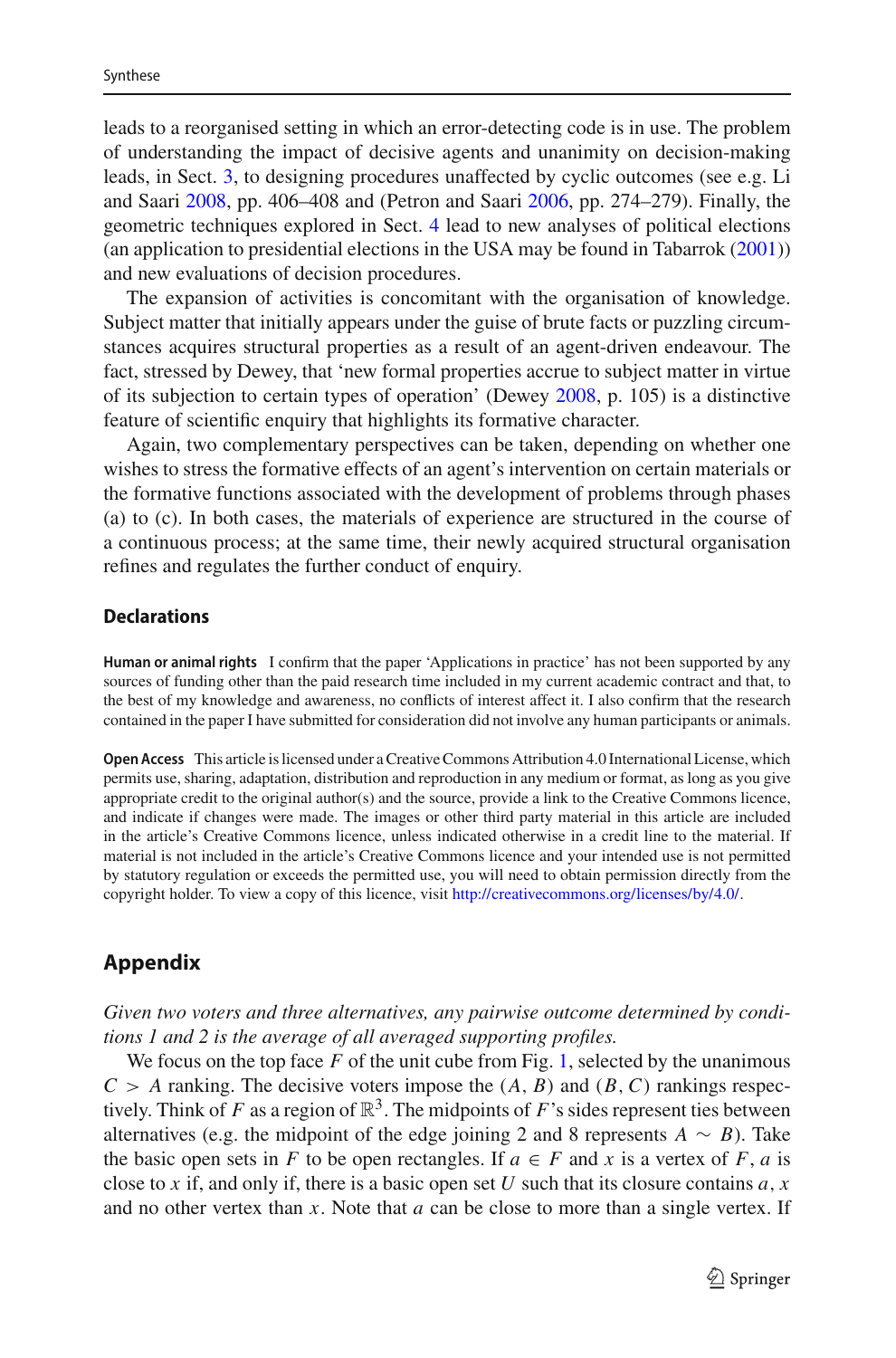leads to a reorganised setting in which an error-detecting code is in use. The problem of understanding the impact of decisive agents and unanimity on decision-making leads, in Sect. 3, to designing procedures unaffected by cyclic outcomes (see e.g. Li and Saari 2008, pp. 406–408 and (Petron and Saari 2006, pp. 274–279). Finally, the geometric techniques explored in Sect. 4 lead to new analyses of political elections (an application to presidential elections in the USA may be found in Tabarrok (2001)) and new evaluations of decision procedures.

The expansion of activities is concomitant with the organisation of knowledge. Subject matter that initially appears under the guise of brute facts or puzzling circumstances acquires structural properties as a result of an agent-driven endeavour. The fact, stressed by Dewey, that 'new formal properties accrue to subject matter in virtue of its subjection to certain types of operation' (Dewey 2008, p. 105) is a distinctive feature of scientific enquiry that highlights its formative character.

Again, two complementary perspectives can be taken, depending on whether one wishes to stress the formative effects of an agent's intervention on certain materials or the formative functions associated with the development of problems through phases (a) to (c). In both cases, the materials of experience are structured in the course of a continuous process; at the same time, their newly acquired structural organisation refines and regulates the further conduct of enquiry.

### Declarations

**Human or animal rights** I confirm that the paper 'Applications in practice' has not been supported by any sources of funding other than the paid research time included in my current academic contract and that, to the best of my knowledge and awareness, no conflicts of interest affect it. I also confirm that the research contained in the paper I have submitted for consideration did not involve any human participants or animals.

**Open Access** This article is licensed under a Creative Commons Attribution 4.0 International License, which permits use, sharing, adaptation, distribution and reproduction in any medium or format, as long as you give appropriate credit to the original author(s) and the source, provide a link to the Creative Commons licence, and indicate if changes were made. The images or other third party material in this article are included in the article's Creative Commons licence, unless indicated otherwise in a credit line to the material. If material is not included in the article's Creative Commons licence and your intended use is not permitted by statutory regulation or exceeds the permitted use, you will need to obtain permission directly from the copyright holder. To view a copy of this licence, visit http://creativecommons.org/licenses/by/4.0/.

## Appendix

*Given two voters and three alternatives, any pairwise outcome determined by conditions 1 and 2 is the average of all averaged supporting profiles.*

We focus on the top face $F$ of the unit cube from Fig. 1, selected by the unanimous $C > A$ ranking. The decisive voters impose the $(A, B)$ and $(B, C)$ rankings respectively. Think of $F$ as a region of $\mathbb{R}^3$. The midpoints of $F$'s sides represent ties between alternatives (e.g. the midpoint of the edge joining 2 and 8 represents $A \sim B$). Take the basic open sets in $F$ to be open rectangles. If $a \in F$ and $x$ is a vertex of $F$, $a$ is close to $x$ if, and only if, there is a basic open set $U$ such that its closure contains $a$, $x$ and no other vertex than $x$. Note that $a$ can be close to more than a single vertex. If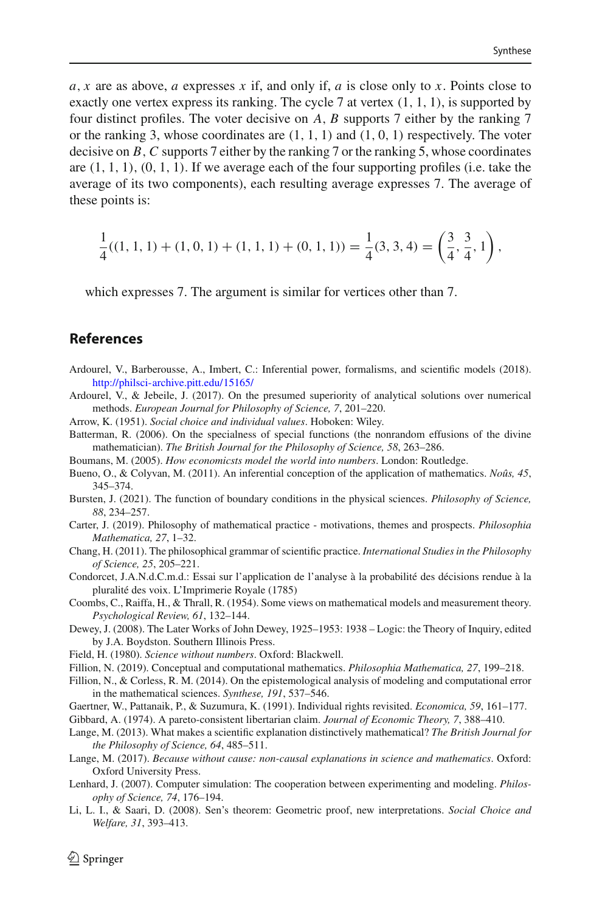$a, x$ are as above, $a$ expresses $x$ if, and only if, $a$ is close only to $x$. Points close to exactly one vertex express its ranking. The cycle 7 at vertex $(1, 1, 1)$, is supported by four distinct profiles. The voter decisive on $A, B$ supports 7 either by the ranking 7 or the ranking 3, whose coordinates are $(1, 1, 1)$ and $(1, 0, 1)$ respectively. The voter decisive on $B, C$ supports 7 either by the ranking 7 or the ranking 5, whose coordinates are $(1, 1, 1)$, $(0, 1, 1)$. If we average each of the four supporting profiles (i.e. take the average of its two components), each resulting average expresses 7. The average of these points is:

$$\frac{1}{4}((1, 1, 1) + (1, 0, 1) + (1, 1, 1) + (0, 1, 1)) = \frac{1}{4}(3, 3, 4) = \left(\frac{3}{4}, \frac{3}{4}, 1\right),$$

which expresses 7. The argument is similar for vertices other than 7.

## References

- Ardourel, V., Barberousse, A., Imbert, C.: Inferential power, formalisms, and scientific models (2018). http://philsci-archive.pitt.edu/15165/
- Ardourel, V., & Jebeile, J. (2017). On the presumed superiority of analytical solutions over numerical methods. *European Journal for Philosophy of Science, 7*, 201–220.
- Arrow, K. (1951). *Social choice and individual values*. Hoboken: Wiley.
- Batterman, R. (2006). On the specialness of special functions (the nonrandom effusions of the divine mathematician). *The British Journal for the Philosophy of Science, 58*, 263–286.
- Boumans, M. (2005). *How economicsts model the world into numbers*. London: Routledge.
- Bueno, O., & Colyvan, M. (2011). An inferential conception of the application of mathematics. *Noûs, 45*, 345–374.
- Bursten, J. (2021). The function of boundary conditions in the physical sciences. *Philosophy of Science, 88*, 234–257.
- Carter, J. (2019). Philosophy of mathematical practice - motivations, themes and prospects. *Philosophia Mathematica, 27*, 1–32.
- Chang, H. (2011). The philosophical grammar of scientific practice. *International Studies in the Philosophy of Science, 25*, 205–221.
- Condorcet, J.A.N.d.C.m.d.: Essai sur l'application de l'analyse à la probabilité des décisions rendue à la pluralité des voix. L'Imprimerie Royale (1785)
- Coombs, C., Raiffa, H., & Thrall, R. (1954). Some views on mathematical models and measurement theory. *Psychological Review, 61*, 132–144.
- Dewey, J. (2008). The Later Works of John Dewey, 1925–1953: 1938 – Logic: the Theory of Inquiry, edited by J.A. Boydston. Southern Illinois Press.
- Field, H. (1980). *Science without numbers*. Oxford: Blackwell.
- Fillion, N. (2019). Conceptual and computational mathematics. *Philosophia Mathematica, 27*, 199–218.
- Fillion, N., & Corless, R. M. (2014). On the epistemological analysis of modeling and computational error in the mathematical sciences. *Synthese, 191*, 537–546.
- Gaertner, W., Pattanaik, P., & Suzumura, K. (1991). Individual rights revisited. *Economica, 59*, 161–177.
- Gibbard, A. (1974). A pareto-consistent libertarian claim. *Journal of Economic Theory, 7*, 388–410.
- Lange, M. (2013). What makes a scientific explanation distinctively mathematical? *The British Journal for the Philosophy of Science, 64*, 485–511.
- Lange, M. (2017). *Because without cause: non-causal explanations in science and mathematics*. Oxford: Oxford University Press.
- Lenhard, J. (2007). Computer simulation: The cooperation between experimenting and modeling. *Philosophy of Science, 74*, 176–194.
- Li, L. I., & Saari, D. (2008). Sen's theorem: Geometric proof, new interpretations. *Social Choice and Welfare, 31*, 393–413.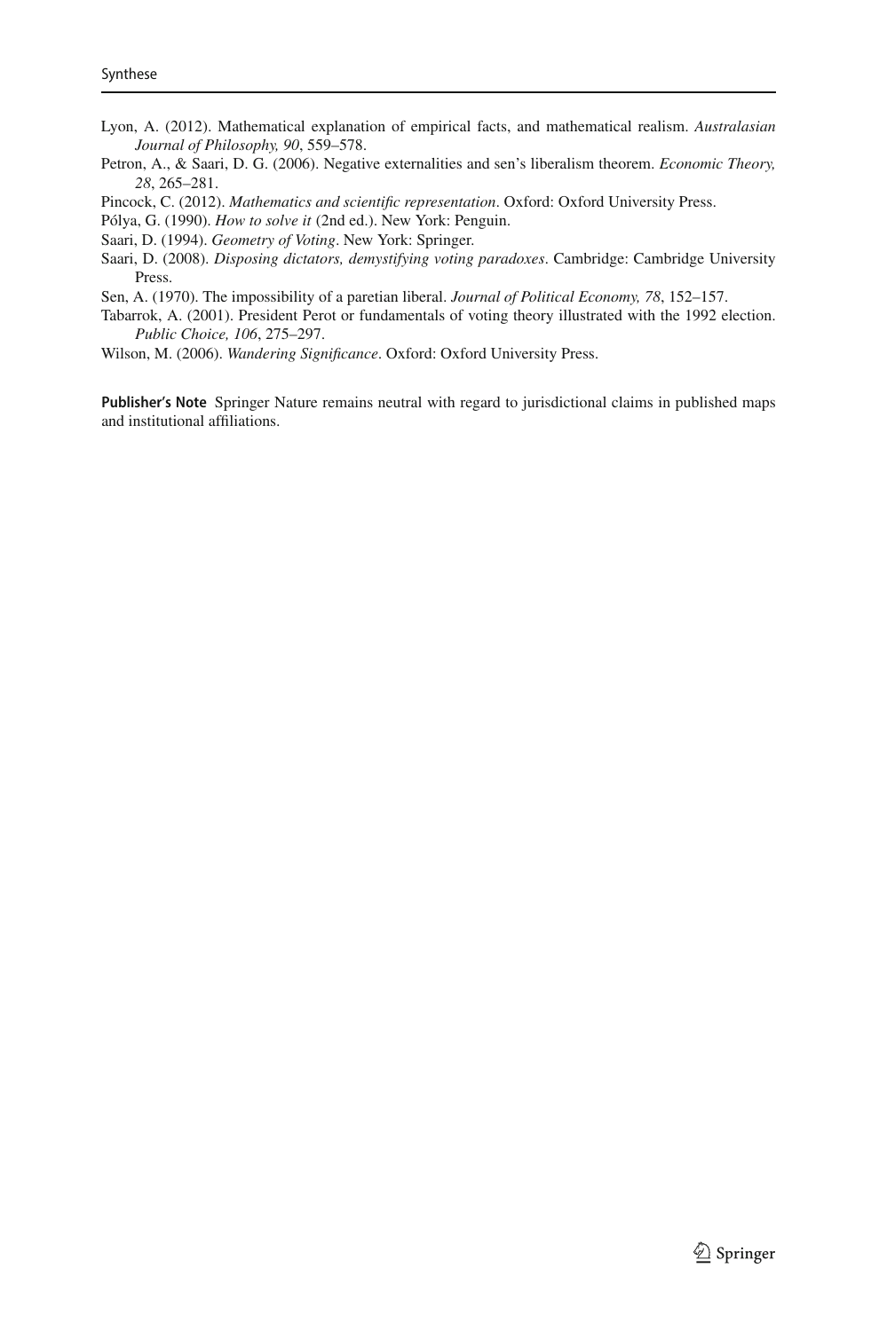Lyon, A. (2012). Mathematical explanation of empirical facts, and mathematical realism. *Australasian Journal of Philosophy, 90*, 559–578.

Petron, A., & Saari, D. G. (2006). Negative externalities and sen's liberalism theorem. *Economic Theory, 28*, 265–281.

Pincock, C. (2012). *Mathematics and scientific representation*. Oxford: Oxford University Press.

Pólya, G. (1990). *How to solve it* (2nd ed.). New York: Penguin.

Saari, D. (1994). *Geometry of Voting*. New York: Springer.

Saari, D. (2008). *Disposing dictators, demystifying voting paradoxes*. Cambridge: Cambridge University Press.

Sen, A. (1970). The impossibility of a paretian liberal. *Journal of Political Economy, 78*, 152–157.

Tabarrok, A. (2001). President Perot or fundamentals of voting theory illustrated with the 1992 election. *Public Choice, 106*, 275–297.

Wilson, M. (2006). *Wandering Significance*. Oxford: Oxford University Press.

**Publisher's Note** Springer Nature remains neutral with regard to jurisdictional claims in published maps and institutional affiliations.